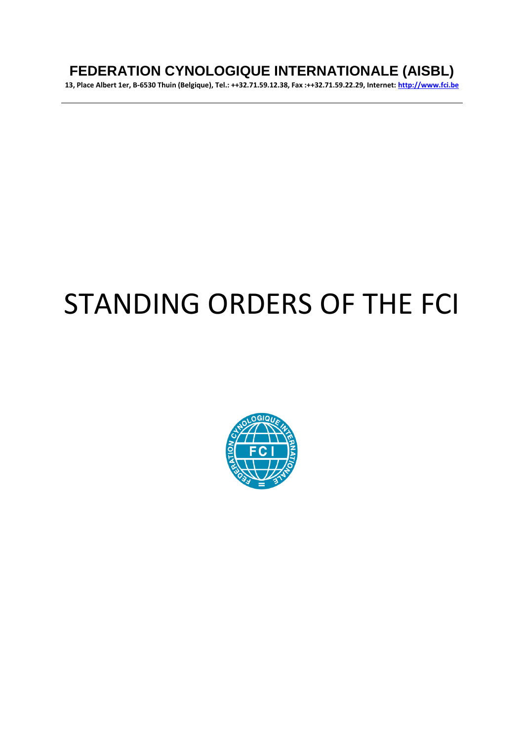**FEDERATION CYNOLOGIQUE INTERNATIONALE (AISBL)**

**13, Place Albert 1er, B-6530 Thuin (Belgique), Tel.: ++32.71.59.12.38, Fax :++32.71.59.22.29, Internet: http://www.fci.be**

# STANDING ORDERS OF THE FCI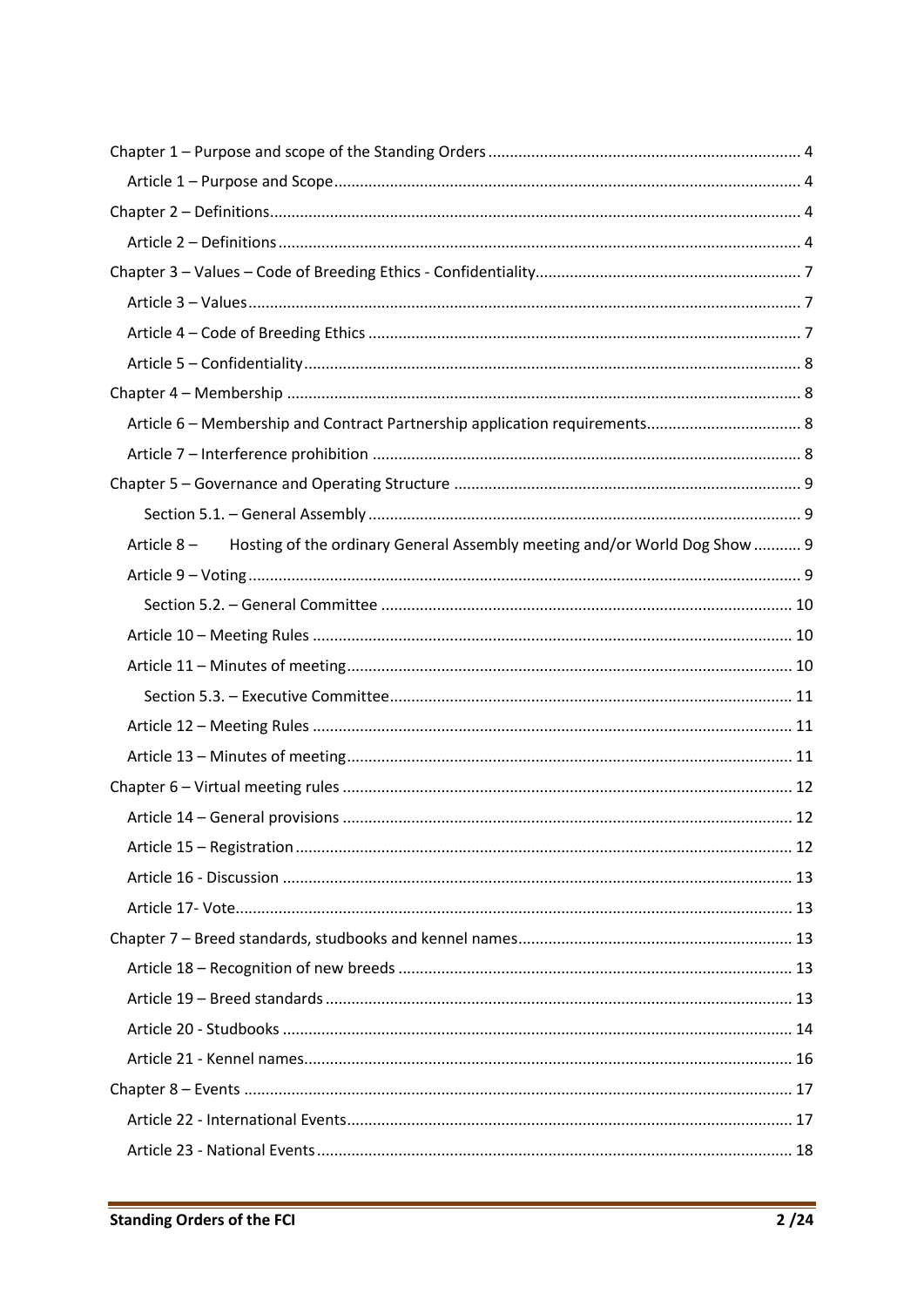Chapter 1 – Purpose and scope of the Standing Orders ........................................................................ 4

Article 1 – Purpose and Scope ........................................................................................................ 4

Chapter 2 – Definitions ...................................................................................................................... 4

Article 2 – Definitions ..................................................................................................................... 4

Chapter 3 – Values – Code of Breeding Ethics - Confidentiality ............................................................ 7

Article 3 – Values ........................................................................................................................... 7

Article 4 – Code of Breeding Ethics .................................................................................................. 7

Article 5 – Confidentiality ................................................................................................................ 8

Chapter 4 – Membership .................................................................................................................... 8

Article 6 – Membership and Contract Partnership application requirements ...................................... 8

Article 7 – Interference prohibition .................................................................................................. 8

Chapter 5 – Governance and Operating Structure ............................................................................... 9

Section 5.1. – General Assembly .................................................................................................. 9

Article 8 – Hosting of the ordinary General Assembly meeting and/or World Dog Show ........... 9

Article 9 – Voting ............................................................................................................................ 9

Section 5.2. – General Committee ............................................................................................... 10

Article 10 – Meeting Rules ............................................................................................................. 10

Article 11 – Minutes of meeting ...................................................................................................... 10

Section 5.3. – Executive Committee ............................................................................................ 11

Article 12 – Meeting Rules ............................................................................................................. 11

Article 13 – Minutes of meeting ...................................................................................................... 11

Chapter 6 – Virtual meeting rules ....................................................................................................... 12

Article 14 – General provisions ....................................................................................................... 12

Article 15 – Registration ................................................................................................................. 12

Article 16 - Discussion .................................................................................................................... 13

Article 17- Vote ............................................................................................................................... 13

Chapter 7 – Breed standards, studbooks and kennel names .............................................................. 13

Article 18 – Recognition of new breeds .......................................................................................... 13

Article 19 – Breed standards .......................................................................................................... 13

Article 20 - Studbooks .................................................................................................................... 14

Article 21 - Kennel names ............................................................................................................... 16

Chapter 8 – Events ............................................................................................................................ 17

Article 22 - International Events ...................................................................................................... 17

Article 23 - National Events ............................................................................................................ 18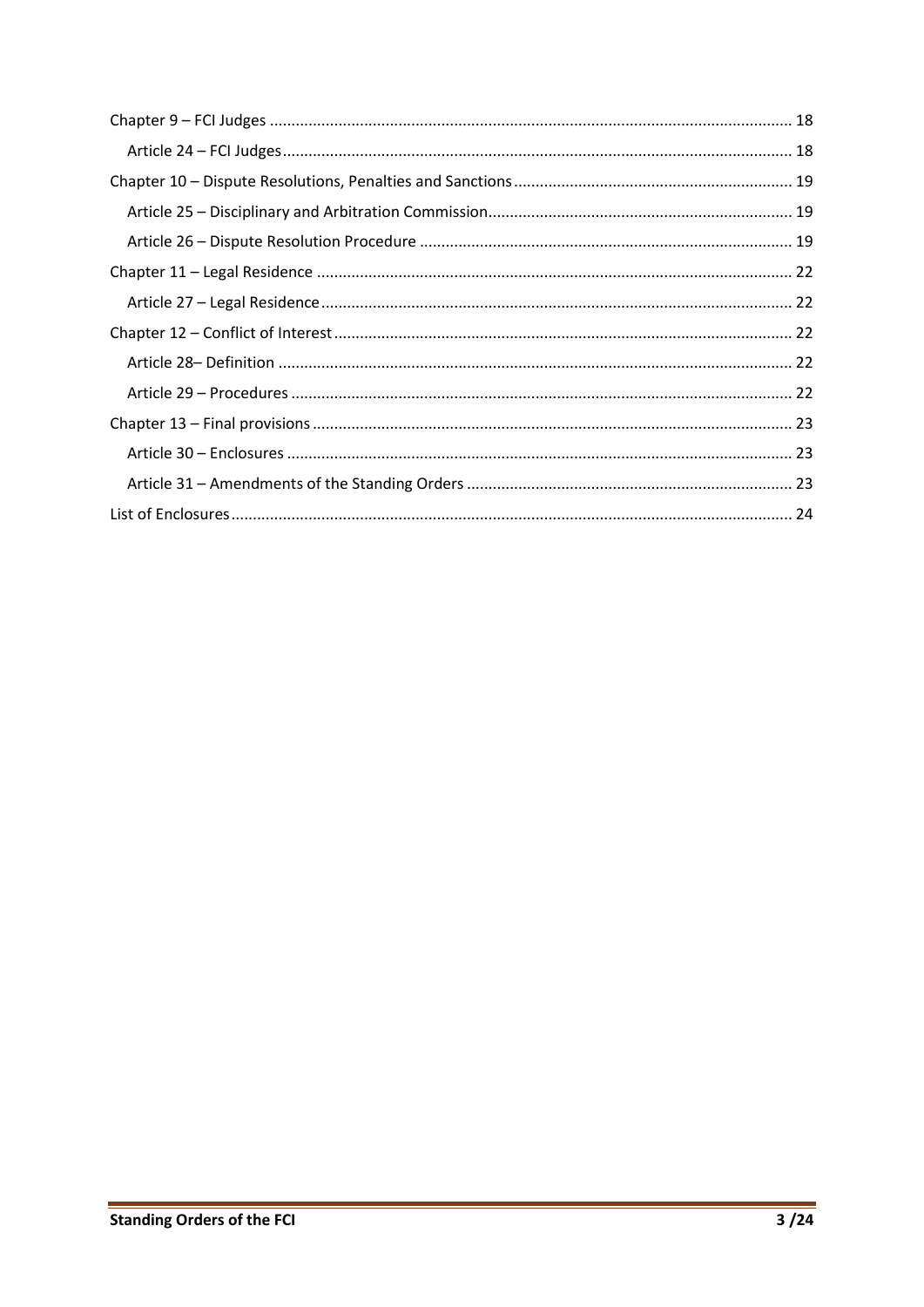Chapter 9 – FCI Judges ........................................................................................................................ 18

Article 24 – FCI Judges ..................................................................................................................... 18

Chapter 10 – Dispute Resolutions, Penalties and Sanctions ................................................................ 19

Article 25 – Disciplinary and Arbitration Commission ...................................................................... 19

Article 26 – Dispute Resolution Procedure ...................................................................................... 19

Chapter 11 – Legal Residence ............................................................................................................. 22

Article 27 – Legal Residence ............................................................................................................ 22

Chapter 12 – Conflict of Interest .......................................................................................................... 22

Article 28– Definition ....................................................................................................................... 22

Article 29 – Procedures .................................................................................................................... 22

Chapter 13 – Final provisions ............................................................................................................... 23

Article 30 – Enclosures ..................................................................................................................... 23

Article 31 – Amendments of the Standing Orders ........................................................................... 23

List of Enclosures ................................................................................................................................. 24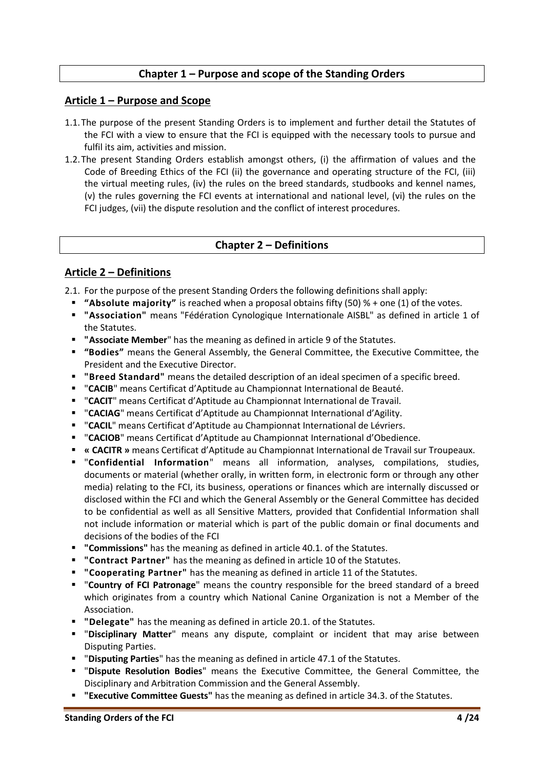## Chapter 1 – Purpose and scope of the Standing Orders

### Article 1 – Purpose and Scope

1.1. The purpose of the present Standing Orders is to implement and further detail the Statutes of the FCI with a view to ensure that the FCI is equipped with the necessary tools to pursue and fulfil its aim, activities and mission.

1.2. The present Standing Orders establish amongst others, (i) the affirmation of values and the Code of Breeding Ethics of the FCI (ii) the governance and operating structure of the FCI, (iii) the virtual meeting rules, (iv) the rules on the breed standards, studbooks and kennel names, (v) the rules governing the FCI events at international and national level, (vi) the rules on the FCI judges, (vii) the dispute resolution and the conflict of interest procedures.

## Chapter 2 – Definitions

### Article 2 – Definitions

2.1. For the purpose of the present Standing Orders the following definitions shall apply:

- **"Absolute majority"** is reached when a proposal obtains fifty (50) % + one (1) of the votes.
- **"Association"** means "Fédération Cynologique Internationale AISBL" as defined in article 1 of the Statutes.
- **"Associate Member**" has the meaning as defined in article 9 of the Statutes.
- **"Bodies"** means the General Assembly, the General Committee, the Executive Committee, the President and the Executive Director.
- **"Breed Standard"** means the detailed description of an ideal specimen of a specific breed.
- "**CACIB**" means Certificat d'Aptitude au Championnat International de Beauté.
- "**CACIT**" means Certificat d'Aptitude au Championnat International de Travail.
- "**CACIAG**" means Certificat d'Aptitude au Championnat International d'Agility.
- "**CACIL**" means Certificat d'Aptitude au Championnat International de Lévriers.
- "**CACIOB**" means Certificat d'Aptitude au Championnat International d'Obedience.
- **« CACITR »** means Certificat d'Aptitude au Championnat International de Travail sur Troupeaux.
- "**Confidential Information**" means all information, analyses, compilations, studies, documents or material (whether orally, in written form, in electronic form or through any other media) relating to the FCI, its business, operations or finances which are internally discussed or disclosed within the FCI and which the General Assembly or the General Committee has decided to be confidential as well as all Sensitive Matters, provided that Confidential Information shall not include information or material which is part of the public domain or final documents and decisions of the bodies of the FCI
- **"Commissions"** has the meaning as defined in article 40.1. of the Statutes.
- **"Contract Partner"** has the meaning as defined in article 10 of the Statutes.
- **"Cooperating Partner"** has the meaning as defined in article 11 of the Statutes.
- "**Country of FCI Patronage**" means the country responsible for the breed standard of a breed which originates from a country which National Canine Organization is not a Member of the Association.
- **"Delegate"** has the meaning as defined in article 20.1. of the Statutes.
- "**Disciplinary Matter**" means any dispute, complaint or incident that may arise between Disputing Parties.
- "**Disputing Parties**" has the meaning as defined in article 47.1 of the Statutes.
- "**Dispute Resolution Bodies**" means the Executive Committee, the General Committee, the Disciplinary and Arbitration Commission and the General Assembly.
- **"Executive Committee Guests"** has the meaning as defined in article 34.3. of the Statutes.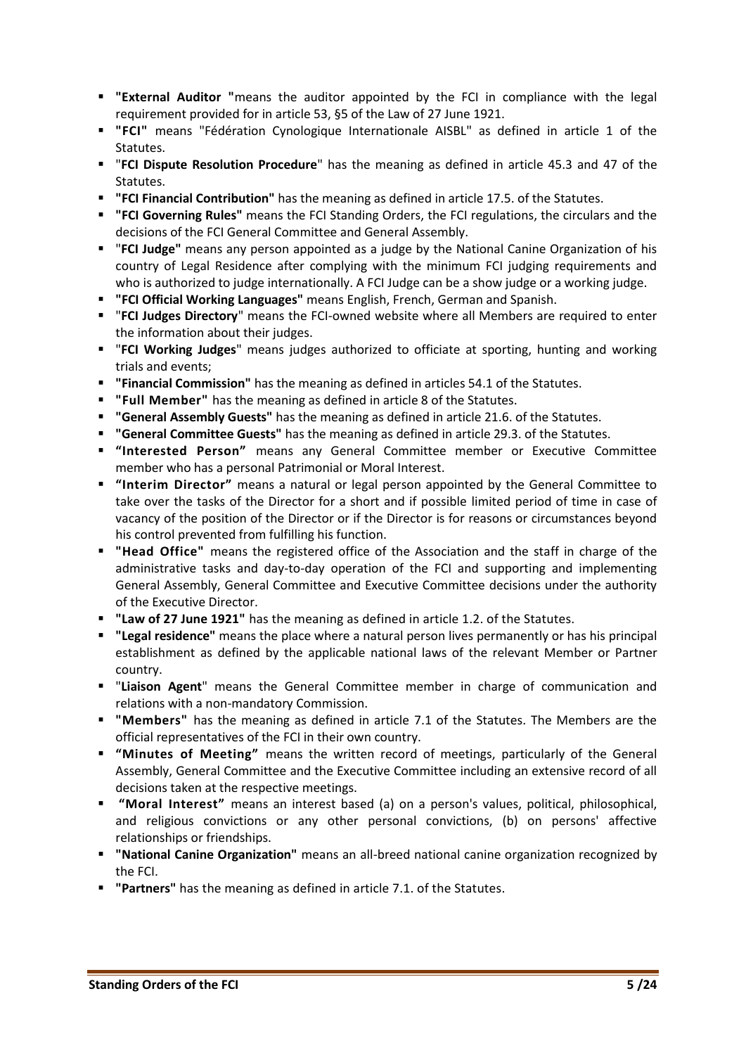- **"External Auditor "**means the auditor appointed by the FCI in compliance with the legal requirement provided for in article 53, §5 of the Law of 27 June 1921.
- **"FCI"** means "Fédération Cynologique Internationale AISBL" as defined in article 1 of the Statutes.
- "**FCI Dispute Resolution Procedure**" has the meaning as defined in article 45.3 and 47 of the Statutes.
- **"FCI Financial Contribution"** has the meaning as defined in article 17.5. of the Statutes.
- **"FCI Governing Rules"** means the FCI Standing Orders, the FCI regulations, the circulars and the decisions of the FCI General Committee and General Assembly.
- "**FCI Judge"** means any person appointed as a judge by the National Canine Organization of his country of Legal Residence after complying with the minimum FCI judging requirements and who is authorized to judge internationally. A FCI Judge can be a show judge or a working judge.
- **"FCI Official Working Languages"** means English, French, German and Spanish.
- "**FCI Judges Directory**" means the FCI-owned website where all Members are required to enter the information about their judges.
- "**FCI Working Judges**" means judges authorized to officiate at sporting, hunting and working trials and events;
- **"Financial Commission"** has the meaning as defined in articles 54.1 of the Statutes.
- **"Full Member"** has the meaning as defined in article 8 of the Statutes.
- **"General Assembly Guests"** has the meaning as defined in article 21.6. of the Statutes.
- **"General Committee Guests"** has the meaning as defined in article 29.3. of the Statutes.
- **"Interested Person"** means any General Committee member or Executive Committee member who has a personal Patrimonial or Moral Interest.
- **"Interim Director"** means a natural or legal person appointed by the General Committee to take over the tasks of the Director for a short and if possible limited period of time in case of vacancy of the position of the Director or if the Director is for reasons or circumstances beyond his control prevented from fulfilling his function.
- **"Head Office"** means the registered office of the Association and the staff in charge of the administrative tasks and day-to-day operation of the FCI and supporting and implementing General Assembly, General Committee and Executive Committee decisions under the authority of the Executive Director.
- **"Law of 27 June 1921"** has the meaning as defined in article 1.2. of the Statutes.
- **"Legal residence"** means the place where a natural person lives permanently or has his principal establishment as defined by the applicable national laws of the relevant Member or Partner country.
- "**Liaison Agent**" means the General Committee member in charge of communication and relations with a non-mandatory Commission.
- **"Members"** has the meaning as defined in article 7.1 of the Statutes. The Members are the official representatives of the FCI in their own country.
- **"Minutes of Meeting"** means the written record of meetings, particularly of the General Assembly, General Committee and the Executive Committee including an extensive record of all decisions taken at the respective meetings.
- **"Moral Interest"** means an interest based (a) on a person's values, political, philosophical, and religious convictions or any other personal convictions, (b) on persons' affective relationships or friendships.
- **"National Canine Organization"** means an all-breed national canine organization recognized by the FCI.
- **"Partners"** has the meaning as defined in article 7.1. of the Statutes.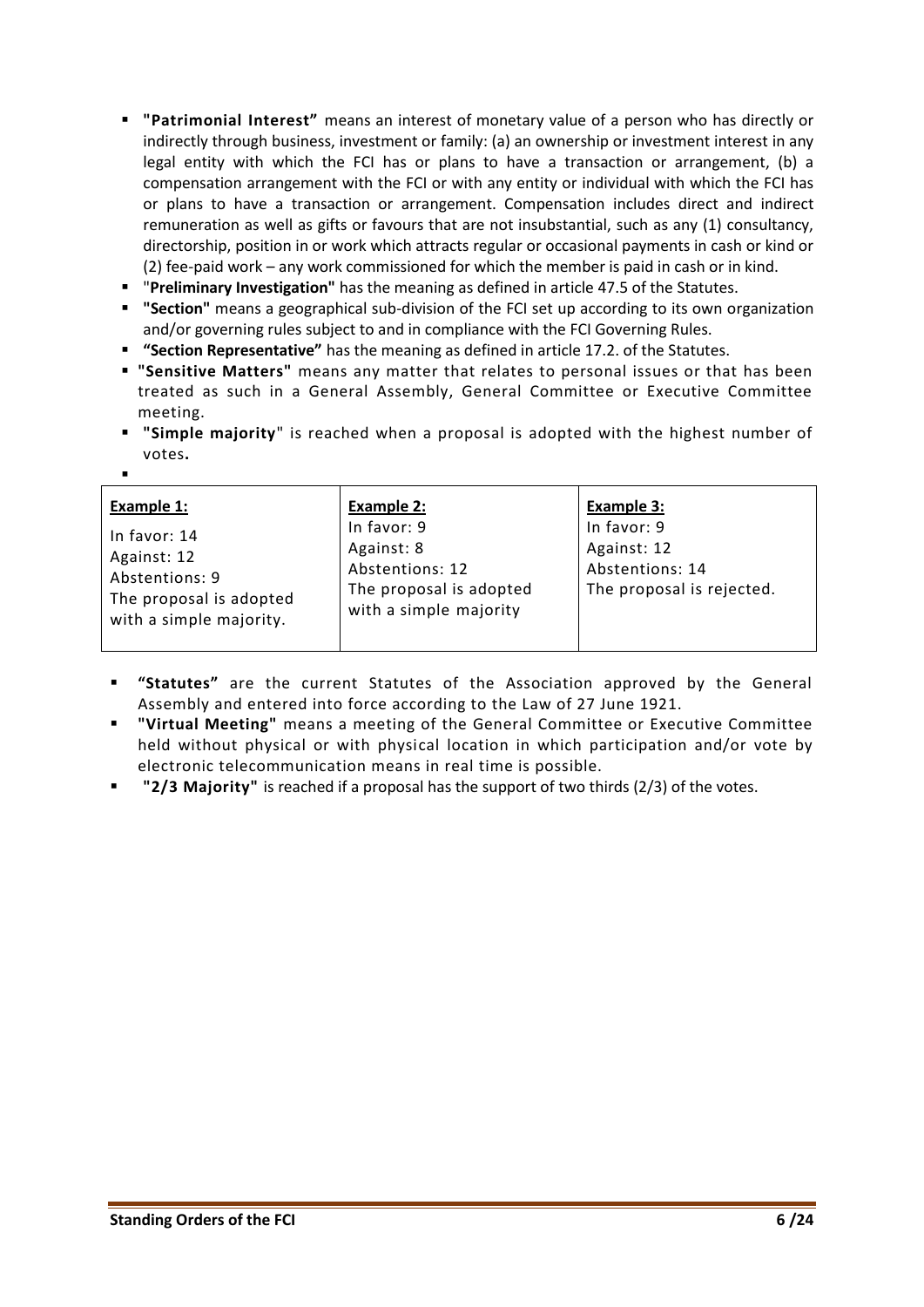- **"Patrimonial Interest"** means an interest of monetary value of a person who has directly or indirectly through business, investment or family: (a) an ownership or investment interest in any legal entity with which the FCI has or plans to have a transaction or arrangement, (b) a compensation arrangement with the FCI or with any entity or individual with which the FCI has or plans to have a transaction or arrangement. Compensation includes direct and indirect remuneration as well as gifts or favours that are not insubstantial, such as any (1) consultancy, directorship, position in or work which attracts regular or occasional payments in cash or kind or (2) fee-paid work – any work commissioned for which the member is paid in cash or in kind.
- "**Preliminary Investigation"** has the meaning as defined in article 47.5 of the Statutes.
- **"Section"** means a geographical sub-division of the FCI set up according to its own organization and/or governing rules subject to and in compliance with the FCI Governing Rules.
- **"Section Representative"** has the meaning as defined in article 17.2. of the Statutes.
- **"Sensitive Matters"** means any matter that relates to personal issues or that has been treated as such in a General Assembly, General Committee or Executive Committee meeting.
- **"Simple majority**" is reached when a proposal is adopted with the highest number of votes**.**
-

| **Example 1:** | **Example 2:** | **Example 3:** |
|---|---|---|
| In favor: 14<br>Against: 12<br>Abstentions: 9<br>The proposal is adopted with a simple majority. | In favor: 9<br>Against: 8<br>Abstentions: 12<br>The proposal is adopted with a simple majority | In favor: 9<br>Against: 12<br>Abstentions: 14<br>The proposal is rejected. |

- **"Statutes"** are the current Statutes of the Association approved by the General Assembly and entered into force according to the Law of 27 June 1921.
- **"Virtual Meeting"** means a meeting of the General Committee or Executive Committee held without physical or with physical location in which participation and/or vote by electronic telecommunication means in real time is possible.
- **"2/3 Majority"** is reached if a proposal has the support of two thirds (2/3) of the votes.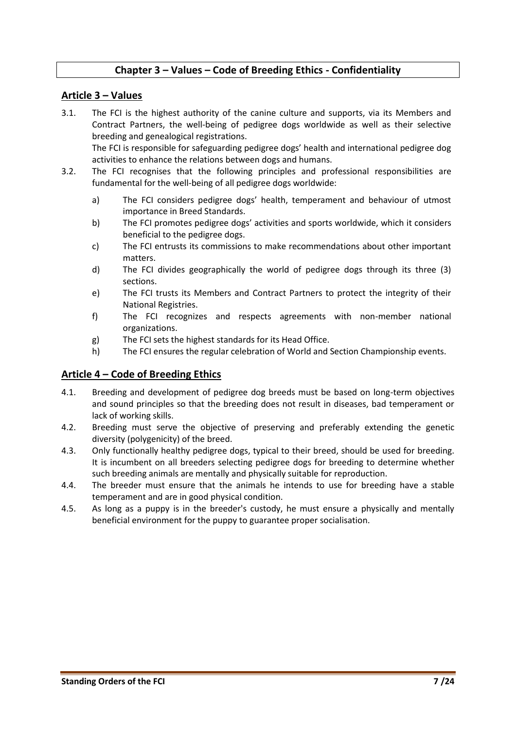# Chapter 3 – Values – Code of Breeding Ethics - Confidentiality

## Article 3 – Values

3.1. The FCI is the highest authority of the canine culture and supports, via its Members and Contract Partners, the well-being of pedigree dogs worldwide as well as their selective breeding and genealogical registrations.
The FCI is responsible for safeguarding pedigree dogs' health and international pedigree dog activities to enhance the relations between dogs and humans.

3.2. The FCI recognises that the following principles and professional responsibilities are fundamental for the well-being of all pedigree dogs worldwide:

a) The FCI considers pedigree dogs' health, temperament and behaviour of utmost importance in Breed Standards.

b) The FCI promotes pedigree dogs' activities and sports worldwide, which it considers beneficial to the pedigree dogs.

c) The FCI entrusts its commissions to make recommendations about other important matters.

d) The FCI divides geographically the world of pedigree dogs through its three (3) sections.

e) The FCI trusts its Members and Contract Partners to protect the integrity of their National Registries.

f) The FCI recognizes and respects agreements with non-member national organizations.

g) The FCI sets the highest standards for its Head Office.

h) The FCI ensures the regular celebration of World and Section Championship events.

## Article 4 – Code of Breeding Ethics

4.1. Breeding and development of pedigree dog breeds must be based on long-term objectives and sound principles so that the breeding does not result in diseases, bad temperament or lack of working skills.

4.2. Breeding must serve the objective of preserving and preferably extending the genetic diversity (polygenicity) of the breed.

4.3. Only functionally healthy pedigree dogs, typical to their breed, should be used for breeding. It is incumbent on all breeders selecting pedigree dogs for breeding to determine whether such breeding animals are mentally and physically suitable for reproduction.

4.4. The breeder must ensure that the animals he intends to use for breeding have a stable temperament and are in good physical condition.

4.5. As long as a puppy is in the breeder's custody, he must ensure a physically and mentally beneficial environment for the puppy to guarantee proper socialisation.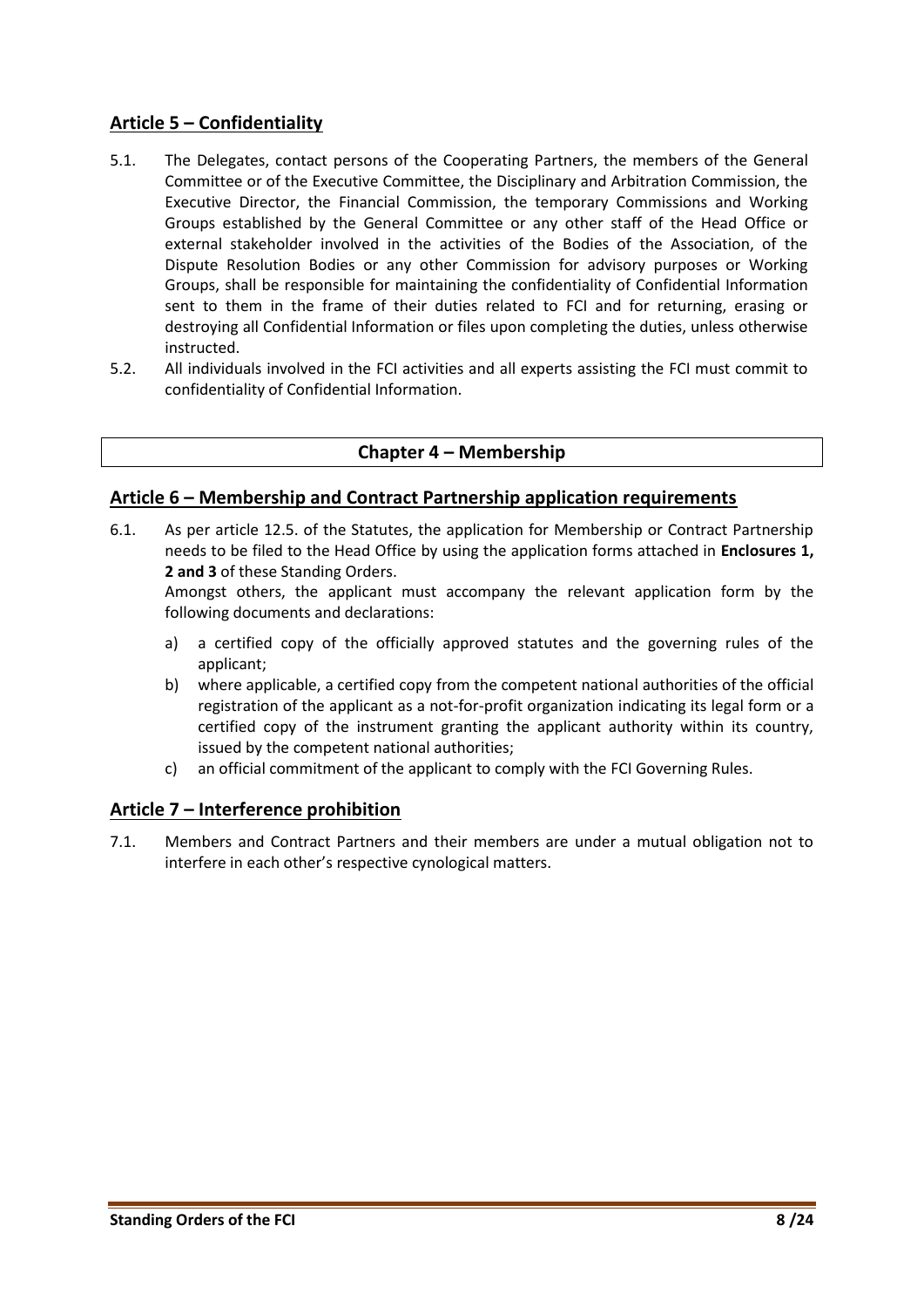## Article 5 – Confidentiality

5.1. The Delegates, contact persons of the Cooperating Partners, the members of the General Committee or of the Executive Committee, the Disciplinary and Arbitration Commission, the Executive Director, the Financial Commission, the temporary Commissions and Working Groups established by the General Committee or any other staff of the Head Office or external stakeholder involved in the activities of the Bodies of the Association, of the Dispute Resolution Bodies or any other Commission for advisory purposes or Working Groups, shall be responsible for maintaining the confidentiality of Confidential Information sent to them in the frame of their duties related to FCI and for returning, erasing or destroying all Confidential Information or files upon completing the duties, unless otherwise instructed.

5.2. All individuals involved in the FCI activities and all experts assisting the FCI must commit to confidentiality of Confidential Information.

# Chapter 4 – Membership

## Article 6 – Membership and Contract Partnership application requirements

6.1. As per article 12.5. of the Statutes, the application for Membership or Contract Partnership needs to be filed to the Head Office by using the application forms attached in **Enclosures 1, 2 and 3** of these Standing Orders.

Amongst others, the applicant must accompany the relevant application form by the following documents and declarations:

a) a certified copy of the officially approved statutes and the governing rules of the applicant;

b) where applicable, a certified copy from the competent national authorities of the official registration of the applicant as a not-for-profit organization indicating its legal form or a certified copy of the instrument granting the applicant authority within its country, issued by the competent national authorities;

c) an official commitment of the applicant to comply with the FCI Governing Rules.

## Article 7 – Interference prohibition

7.1. Members and Contract Partners and their members are under a mutual obligation not to interfere in each other's respective cynological matters.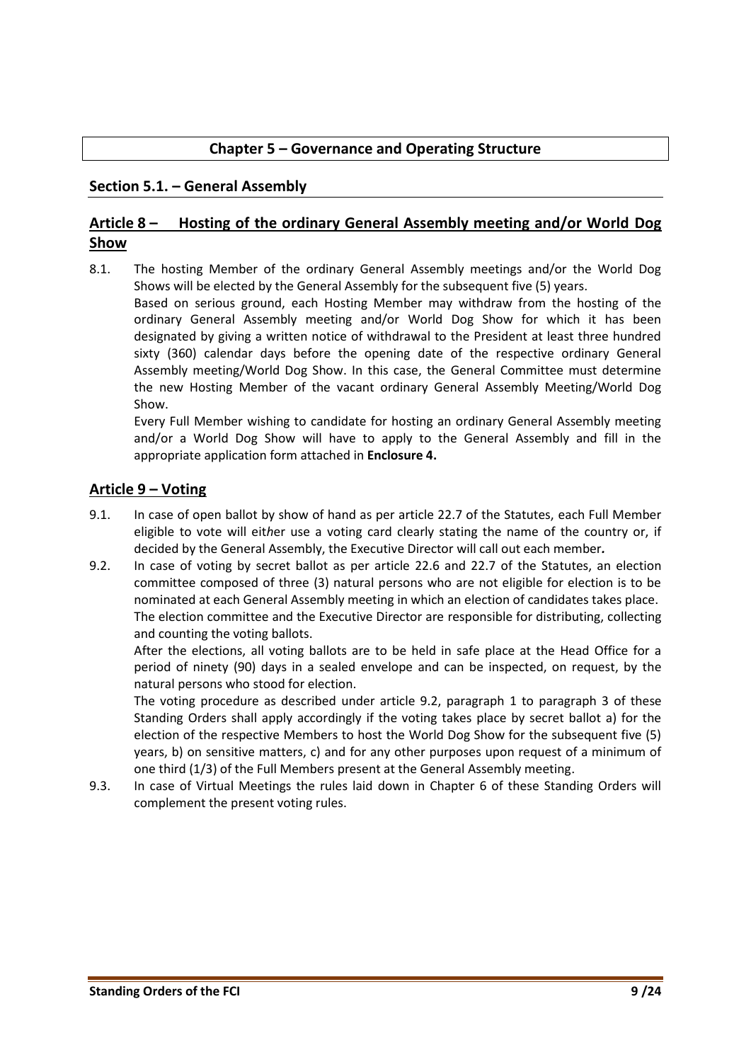# Chapter 5 – Governance and Operating Structure

## Section 5.1. – General Assembly

### Article 8 – Hosting of the ordinary General Assembly meeting and/or World Dog Show

8.1. The hosting Member of the ordinary General Assembly meetings and/or the World Dog Shows will be elected by the General Assembly for the subsequent five (5) years.

Based on serious ground, each Hosting Member may withdraw from the hosting of the ordinary General Assembly meeting and/or World Dog Show for which it has been designated by giving a written notice of withdrawal to the President at least three hundred sixty (360) calendar days before the opening date of the respective ordinary General Assembly meeting/World Dog Show. In this case, the General Committee must determine the new Hosting Member of the vacant ordinary General Assembly Meeting/World Dog Show.

Every Full Member wishing to candidate for hosting an ordinary General Assembly meeting and/or a World Dog Show will have to apply to the General Assembly and fill in the appropriate application form attached in **Enclosure 4.**

### Article 9 – Voting

9.1. In case of open ballot by show of hand as per article 22.7 of the Statutes, each Full Member eligible to vote will either use a voting card clearly stating the name of the country or, if decided by the General Assembly, the Executive Director will call out each member**.**

9.2. In case of voting by secret ballot as per article 22.6 and 22.7 of the Statutes, an election committee composed of three (3) natural persons who are not eligible for election is to be nominated at each General Assembly meeting in which an election of candidates takes place.

The election committee and the Executive Director are responsible for distributing, collecting and counting the voting ballots.

After the elections, all voting ballots are to be held in safe place at the Head Office for a period of ninety (90) days in a sealed envelope and can be inspected, on request, by the natural persons who stood for election.

The voting procedure as described under article 9.2, paragraph 1 to paragraph 3 of these Standing Orders shall apply accordingly if the voting takes place by secret ballot a) for the election of the respective Members to host the World Dog Show for the subsequent five (5) years, b) on sensitive matters, c) and for any other purposes upon request of a minimum of one third (1/3) of the Full Members present at the General Assembly meeting.

9.3. In case of Virtual Meetings the rules laid down in Chapter 6 of these Standing Orders will complement the present voting rules.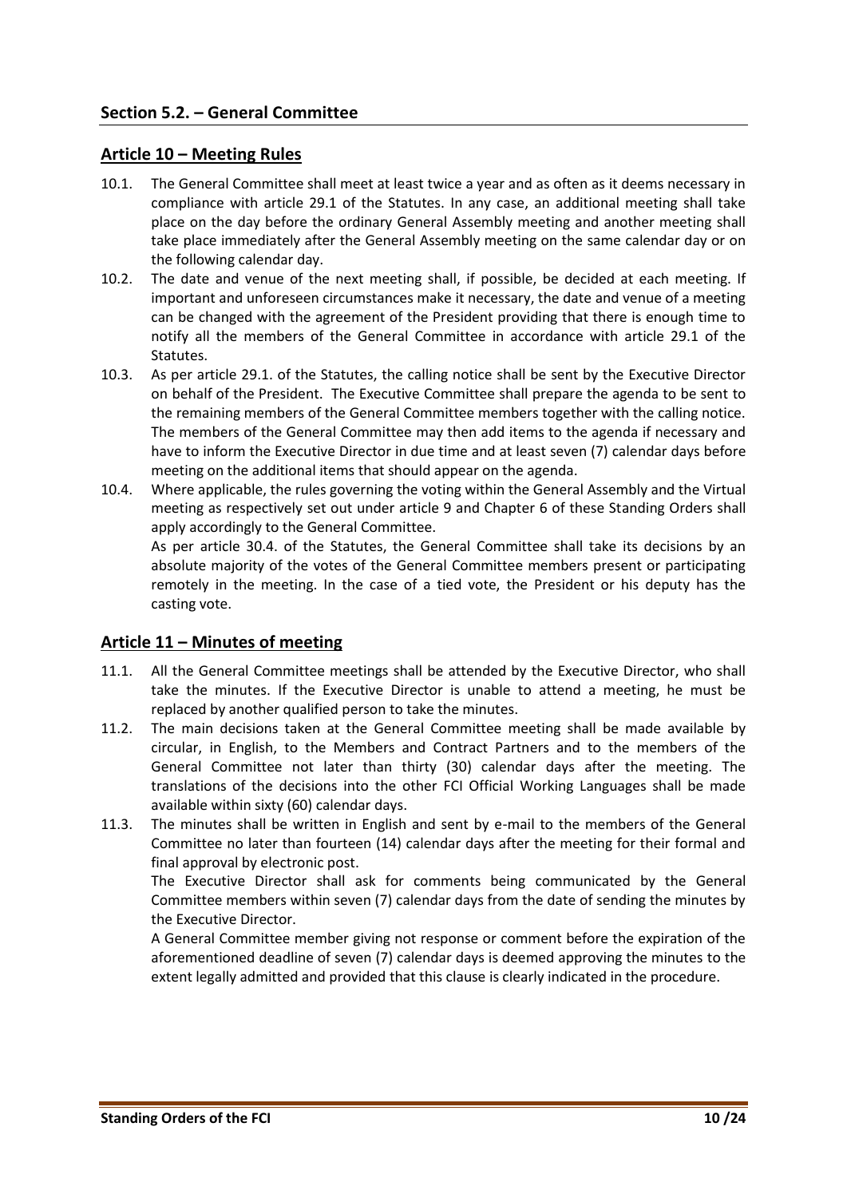## Section 5.2. – General Committee

### Article 10 – Meeting Rules

10.1. The General Committee shall meet at least twice a year and as often as it deems necessary in compliance with article 29.1 of the Statutes. In any case, an additional meeting shall take place on the day before the ordinary General Assembly meeting and another meeting shall take place immediately after the General Assembly meeting on the same calendar day or on the following calendar day.

10.2. The date and venue of the next meeting shall, if possible, be decided at each meeting. If important and unforeseen circumstances make it necessary, the date and venue of a meeting can be changed with the agreement of the President providing that there is enough time to notify all the members of the General Committee in accordance with article 29.1 of the Statutes.

10.3. As per article 29.1. of the Statutes, the calling notice shall be sent by the Executive Director on behalf of the President. The Executive Committee shall prepare the agenda to be sent to the remaining members of the General Committee members together with the calling notice. The members of the General Committee may then add items to the agenda if necessary and have to inform the Executive Director in due time and at least seven (7) calendar days before meeting on the additional items that should appear on the agenda.

10.4. Where applicable, the rules governing the voting within the General Assembly and the Virtual meeting as respectively set out under article 9 and Chapter 6 of these Standing Orders shall apply accordingly to the General Committee.

As per article 30.4. of the Statutes, the General Committee shall take its decisions by an absolute majority of the votes of the General Committee members present or participating remotely in the meeting. In the case of a tied vote, the President or his deputy has the casting vote.

### Article 11 – Minutes of meeting

11.1. All the General Committee meetings shall be attended by the Executive Director, who shall take the minutes. If the Executive Director is unable to attend a meeting, he must be replaced by another qualified person to take the minutes.

11.2. The main decisions taken at the General Committee meeting shall be made available by circular, in English, to the Members and Contract Partners and to the members of the General Committee not later than thirty (30) calendar days after the meeting. The translations of the decisions into the other FCI Official Working Languages shall be made available within sixty (60) calendar days.

11.3. The minutes shall be written in English and sent by e-mail to the members of the General Committee no later than fourteen (14) calendar days after the meeting for their formal and final approval by electronic post.

The Executive Director shall ask for comments being communicated by the General Committee members within seven (7) calendar days from the date of sending the minutes by the Executive Director.

A General Committee member giving not response or comment before the expiration of the aforementioned deadline of seven (7) calendar days is deemed approving the minutes to the extent legally admitted and provided that this clause is clearly indicated in the procedure.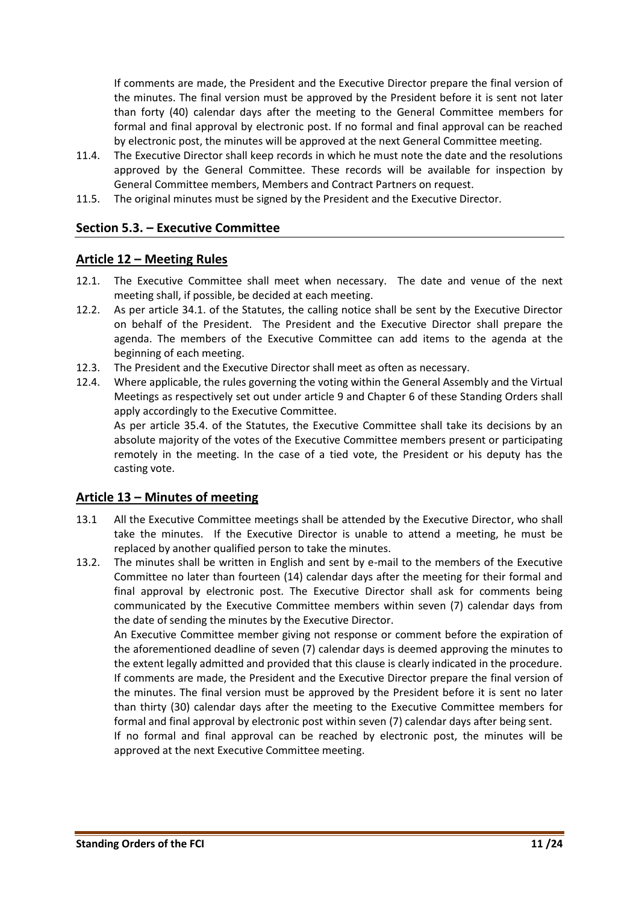If comments are made, the President and the Executive Director prepare the final version of the minutes. The final version must be approved by the President before it is sent not later than forty (40) calendar days after the meeting to the General Committee members for formal and final approval by electronic post. If no formal and final approval can be reached by electronic post, the minutes will be approved at the next General Committee meeting.

11.4. The Executive Director shall keep records in which he must note the date and the resolutions approved by the General Committee. These records will be available for inspection by General Committee members, Members and Contract Partners on request.

11.5. The original minutes must be signed by the President and the Executive Director.

## Section 5.3. – Executive Committee

## Article 12 – Meeting Rules

12.1. The Executive Committee shall meet when necessary. The date and venue of the next meeting shall, if possible, be decided at each meeting.

12.2. As per article 34.1. of the Statutes, the calling notice shall be sent by the Executive Director on behalf of the President. The President and the Executive Director shall prepare the agenda. The members of the Executive Committee can add items to the agenda at the beginning of each meeting.

12.3. The President and the Executive Director shall meet as often as necessary.

12.4. Where applicable, the rules governing the voting within the General Assembly and the Virtual Meetings as respectively set out under article 9 and Chapter 6 of these Standing Orders shall apply accordingly to the Executive Committee.

As per article 35.4. of the Statutes, the Executive Committee shall take its decisions by an absolute majority of the votes of the Executive Committee members present or participating remotely in the meeting. In the case of a tied vote, the President or his deputy has the casting vote.

## Article 13 – Minutes of meeting

13.1 All the Executive Committee meetings shall be attended by the Executive Director, who shall take the minutes. If the Executive Director is unable to attend a meeting, he must be replaced by another qualified person to take the minutes.

13.2. The minutes shall be written in English and sent by e-mail to the members of the Executive Committee no later than fourteen (14) calendar days after the meeting for their formal and final approval by electronic post. The Executive Director shall ask for comments being communicated by the Executive Committee members within seven (7) calendar days from the date of sending the minutes by the Executive Director.

An Executive Committee member giving not response or comment before the expiration of the aforementioned deadline of seven (7) calendar days is deemed approving the minutes to the extent legally admitted and provided that this clause is clearly indicated in the procedure.

If comments are made, the President and the Executive Director prepare the final version of the minutes. The final version must be approved by the President before it is sent no later than thirty (30) calendar days after the meeting to the Executive Committee members for formal and final approval by electronic post within seven (7) calendar days after being sent.

If no formal and final approval can be reached by electronic post, the minutes will be approved at the next Executive Committee meeting.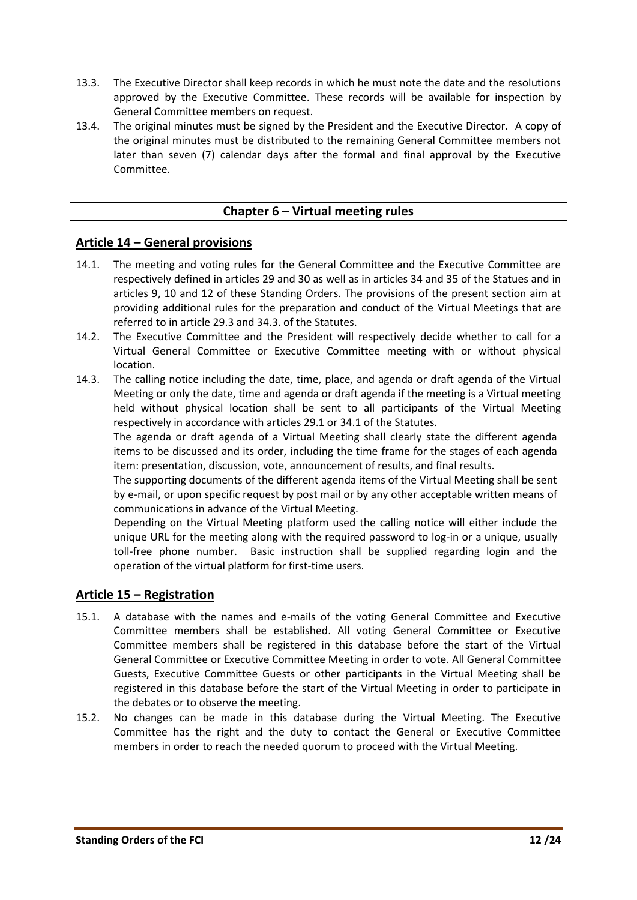13.3. The Executive Director shall keep records in which he must note the date and the resolutions approved by the Executive Committee. These records will be available for inspection by General Committee members on request.

13.4. The original minutes must be signed by the President and the Executive Director. A copy of the original minutes must be distributed to the remaining General Committee members not later than seven (7) calendar days after the formal and final approval by the Executive Committee.

## Chapter 6 – Virtual meeting rules

### Article 14 – General provisions

14.1. The meeting and voting rules for the General Committee and the Executive Committee are respectively defined in articles 29 and 30 as well as in articles 34 and 35 of the Statues and in articles 9, 10 and 12 of these Standing Orders. The provisions of the present section aim at providing additional rules for the preparation and conduct of the Virtual Meetings that are referred to in article 29.3 and 34.3. of the Statutes.

14.2. The Executive Committee and the President will respectively decide whether to call for a Virtual General Committee or Executive Committee meeting with or without physical location.

14.3. The calling notice including the date, time, place, and agenda or draft agenda of the Virtual Meeting or only the date, time and agenda or draft agenda if the meeting is a Virtual meeting held without physical location shall be sent to all participants of the Virtual Meeting respectively in accordance with articles 29.1 or 34.1 of the Statutes.

The agenda or draft agenda of a Virtual Meeting shall clearly state the different agenda items to be discussed and its order, including the time frame for the stages of each agenda item: presentation, discussion, vote, announcement of results, and final results.

The supporting documents of the different agenda items of the Virtual Meeting shall be sent by e-mail, or upon specific request by post mail or by any other acceptable written means of communications in advance of the Virtual Meeting.

Depending on the Virtual Meeting platform used the calling notice will either include the unique URL for the meeting along with the required password to log-in or a unique, usually toll-free phone number. Basic instruction shall be supplied regarding login and the operation of the virtual platform for first-time users.

### Article 15 – Registration

15.1. A database with the names and e-mails of the voting General Committee and Executive Committee members shall be established. All voting General Committee or Executive Committee members shall be registered in this database before the start of the Virtual General Committee or Executive Committee Meeting in order to vote. All General Committee Guests, Executive Committee Guests or other participants in the Virtual Meeting shall be registered in this database before the start of the Virtual Meeting in order to participate in the debates or to observe the meeting.

15.2. No changes can be made in this database during the Virtual Meeting. The Executive Committee has the right and the duty to contact the General or Executive Committee members in order to reach the needed quorum to proceed with the Virtual Meeting.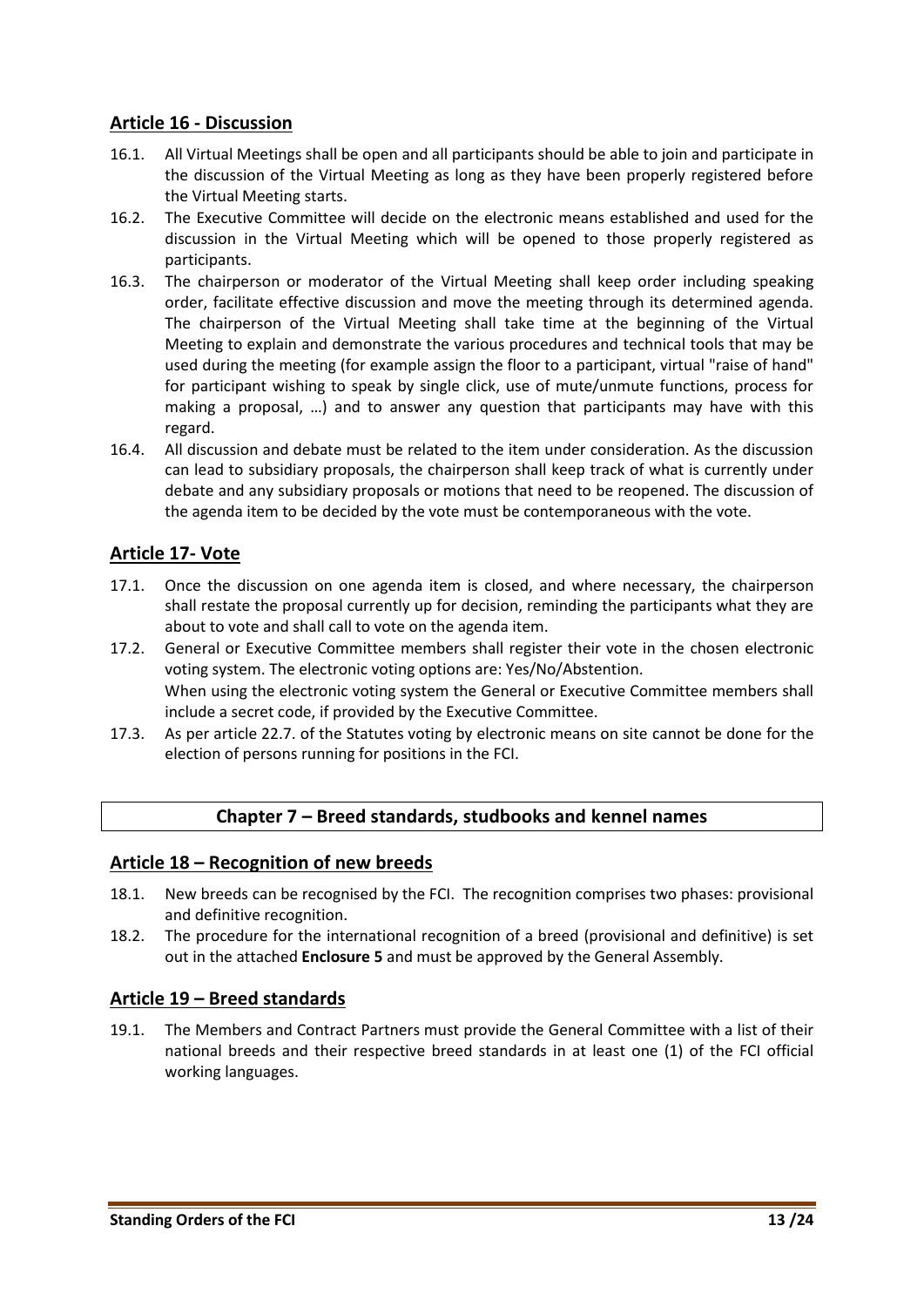## Article 16 - Discussion

16.1. All Virtual Meetings shall be open and all participants should be able to join and participate in the discussion of the Virtual Meeting as long as they have been properly registered before the Virtual Meeting starts.

16.2. The Executive Committee will decide on the electronic means established and used for the discussion in the Virtual Meeting which will be opened to those properly registered as participants.

16.3. The chairperson or moderator of the Virtual Meeting shall keep order including speaking order, facilitate effective discussion and move the meeting through its determined agenda. The chairperson of the Virtual Meeting shall take time at the beginning of the Virtual Meeting to explain and demonstrate the various procedures and technical tools that may be used during the meeting (for example assign the floor to a participant, virtual "raise of hand" for participant wishing to speak by single click, use of mute/unmute functions, process for making a proposal, …) and to answer any question that participants may have with this regard.

16.4. All discussion and debate must be related to the item under consideration. As the discussion can lead to subsidiary proposals, the chairperson shall keep track of what is currently under debate and any subsidiary proposals or motions that need to be reopened. The discussion of the agenda item to be decided by the vote must be contemporaneous with the vote.

## Article 17- Vote

17.1. Once the discussion on one agenda item is closed, and where necessary, the chairperson shall restate the proposal currently up for decision, reminding the participants what they are about to vote and shall call to vote on the agenda item.

17.2. General or Executive Committee members shall register their vote in the chosen electronic voting system. The electronic voting options are: Yes/No/Abstention.
When using the electronic voting system the General or Executive Committee members shall include a secret code, if provided by the Executive Committee.

17.3. As per article 22.7. of the Statutes voting by electronic means on site cannot be done for the election of persons running for positions in the FCI.

# Chapter 7 – Breed standards, studbooks and kennel names

## Article 18 – Recognition of new breeds

18.1. New breeds can be recognised by the FCI. The recognition comprises two phases: provisional and definitive recognition.

18.2. The procedure for the international recognition of a breed (provisional and definitive) is set out in the attached **Enclosure 5** and must be approved by the General Assembly.

## Article 19 – Breed standards

19.1. The Members and Contract Partners must provide the General Committee with a list of their national breeds and their respective breed standards in at least one (1) of the FCI official working languages.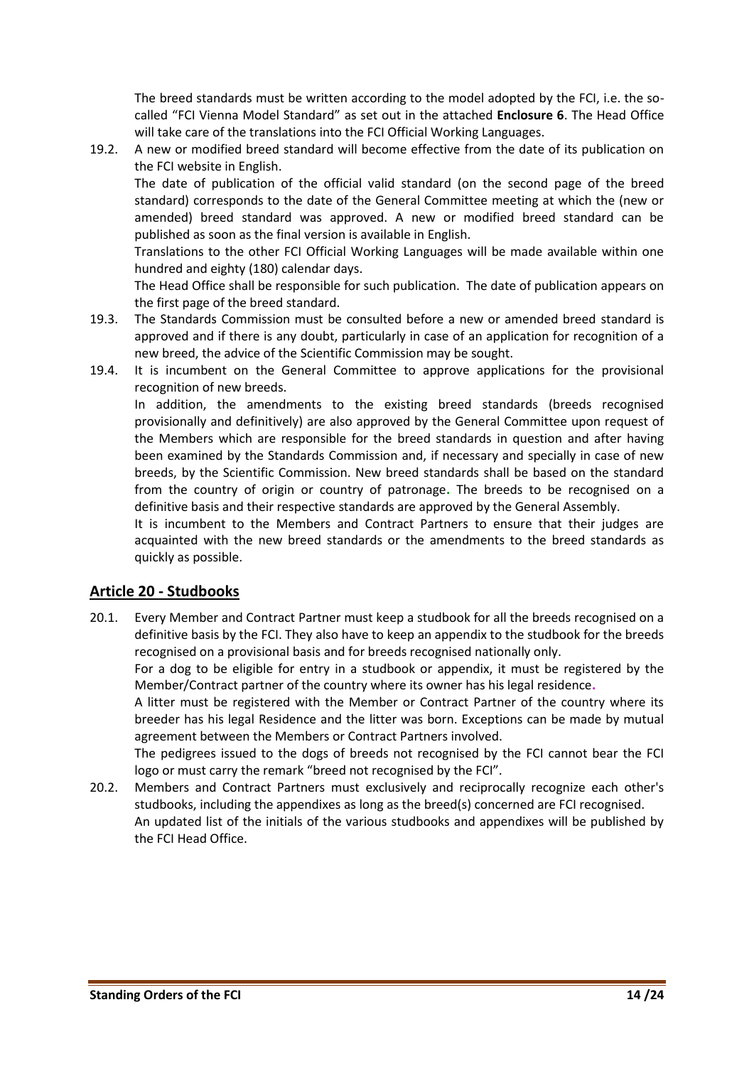The breed standards must be written according to the model adopted by the FCI, i.e. the so-called "FCI Vienna Model Standard" as set out in the attached **Enclosure 6**. The Head Office will take care of the translations into the FCI Official Working Languages.

19.2. A new or modified breed standard will become effective from the date of its publication on the FCI website in English.

The date of publication of the official valid standard (on the second page of the breed standard) corresponds to the date of the General Committee meeting at which the (new or amended) breed standard was approved. A new or modified breed standard can be published as soon as the final version is available in English.

Translations to the other FCI Official Working Languages will be made available within one hundred and eighty (180) calendar days.

The Head Office shall be responsible for such publication. The date of publication appears on the first page of the breed standard.

19.3. The Standards Commission must be consulted before a new or amended breed standard is approved and if there is any doubt, particularly in case of an application for recognition of a new breed, the advice of the Scientific Commission may be sought.

19.4. It is incumbent on the General Committee to approve applications for the provisional recognition of new breeds.

In addition, the amendments to the existing breed standards (breeds recognised provisionally and definitively) are also approved by the General Committee upon request of the Members which are responsible for the breed standards in question and after having been examined by the Standards Commission and, if necessary and specially in case of new breeds, by the Scientific Commission. New breed standards shall be based on the standard from the country of origin or country of patronage. The breeds to be recognised on a definitive basis and their respective standards are approved by the General Assembly.

It is incumbent to the Members and Contract Partners to ensure that their judges are acquainted with the new breed standards or the amendments to the breed standards as quickly as possible.

## Article 20 - Studbooks

20.1. Every Member and Contract Partner must keep a studbook for all the breeds recognised on a definitive basis by the FCI. They also have to keep an appendix to the studbook for the breeds recognised on a provisional basis and for breeds recognised nationally only.

For a dog to be eligible for entry in a studbook or appendix, it must be registered by the Member/Contract partner of the country where its owner has his legal residence.

A litter must be registered with the Member or Contract Partner of the country where its breeder has his legal Residence and the litter was born. Exceptions can be made by mutual agreement between the Members or Contract Partners involved.

The pedigrees issued to the dogs of breeds not recognised by the FCI cannot bear the FCI logo or must carry the remark "breed not recognised by the FCI".

20.2. Members and Contract Partners must exclusively and reciprocally recognize each other's studbooks, including the appendixes as long as the breed(s) concerned are FCI recognised.

An updated list of the initials of the various studbooks and appendixes will be published by the FCI Head Office.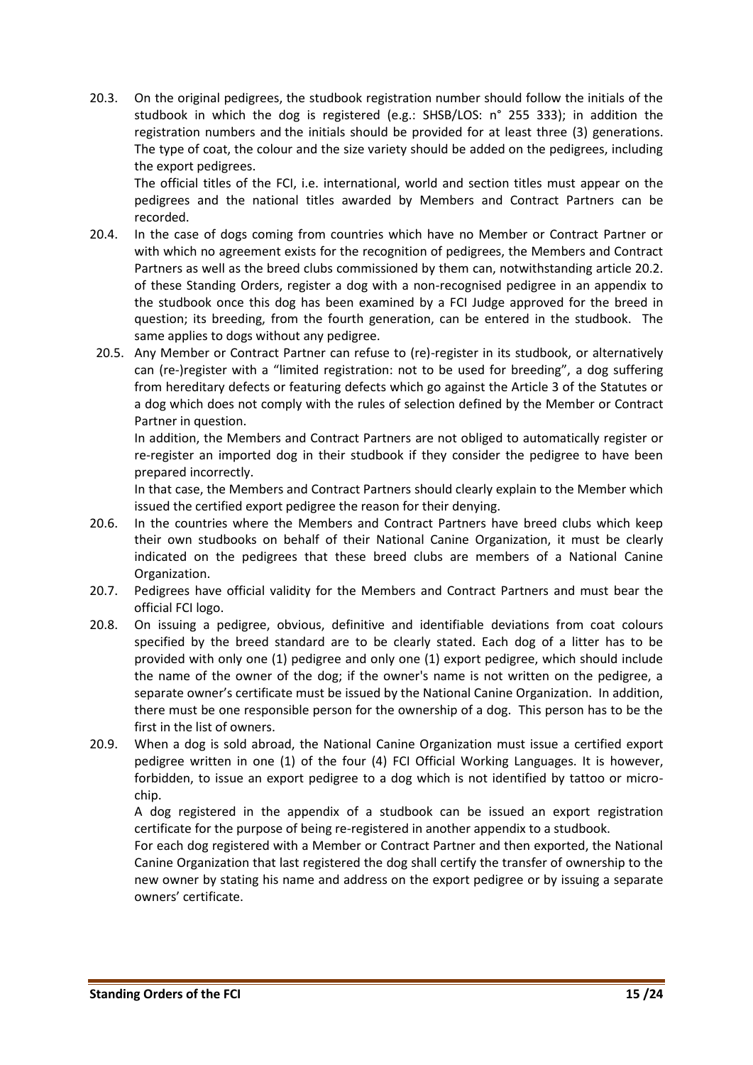20.3. On the original pedigrees, the studbook registration number should follow the initials of the studbook in which the dog is registered (e.g.: SHSB/LOS: n° 255 333); in addition the registration numbers and the initials should be provided for at least three (3) generations. The type of coat, the colour and the size variety should be added on the pedigrees, including the export pedigrees.

The official titles of the FCI, i.e. international, world and section titles must appear on the pedigrees and the national titles awarded by Members and Contract Partners can be recorded.

20.4. In the case of dogs coming from countries which have no Member or Contract Partner or with which no agreement exists for the recognition of pedigrees, the Members and Contract Partners as well as the breed clubs commissioned by them can, notwithstanding article 20.2. of these Standing Orders, register a dog with a non-recognised pedigree in an appendix to the studbook once this dog has been examined by a FCI Judge approved for the breed in question; its breeding, from the fourth generation, can be entered in the studbook. The same applies to dogs without any pedigree.

20.5. Any Member or Contract Partner can refuse to (re)-register in its studbook, or alternatively can (re-)register with a "limited registration: not to be used for breeding", a dog suffering from hereditary defects or featuring defects which go against the Article 3 of the Statutes or a dog which does not comply with the rules of selection defined by the Member or Contract Partner in question.

In addition, the Members and Contract Partners are not obliged to automatically register or re-register an imported dog in their studbook if they consider the pedigree to have been prepared incorrectly.

In that case, the Members and Contract Partners should clearly explain to the Member which issued the certified export pedigree the reason for their denying.

20.6. In the countries where the Members and Contract Partners have breed clubs which keep their own studbooks on behalf of their National Canine Organization, it must be clearly indicated on the pedigrees that these breed clubs are members of a National Canine Organization.

20.7. Pedigrees have official validity for the Members and Contract Partners and must bear the official FCI logo.

20.8. On issuing a pedigree, obvious, definitive and identifiable deviations from coat colours specified by the breed standard are to be clearly stated. Each dog of a litter has to be provided with only one (1) pedigree and only one (1) export pedigree, which should include the name of the owner of the dog; if the owner's name is not written on the pedigree, a separate owner's certificate must be issued by the National Canine Organization. In addition, there must be one responsible person for the ownership of a dog. This person has to be the first in the list of owners.

20.9. When a dog is sold abroad, the National Canine Organization must issue a certified export pedigree written in one (1) of the four (4) FCI Official Working Languages. It is however, forbidden, to issue an export pedigree to a dog which is not identified by tattoo or micro-chip.

A dog registered in the appendix of a studbook can be issued an export registration certificate for the purpose of being re-registered in another appendix to a studbook.

For each dog registered with a Member or Contract Partner and then exported, the National Canine Organization that last registered the dog shall certify the transfer of ownership to the new owner by stating his name and address on the export pedigree or by issuing a separate owners' certificate.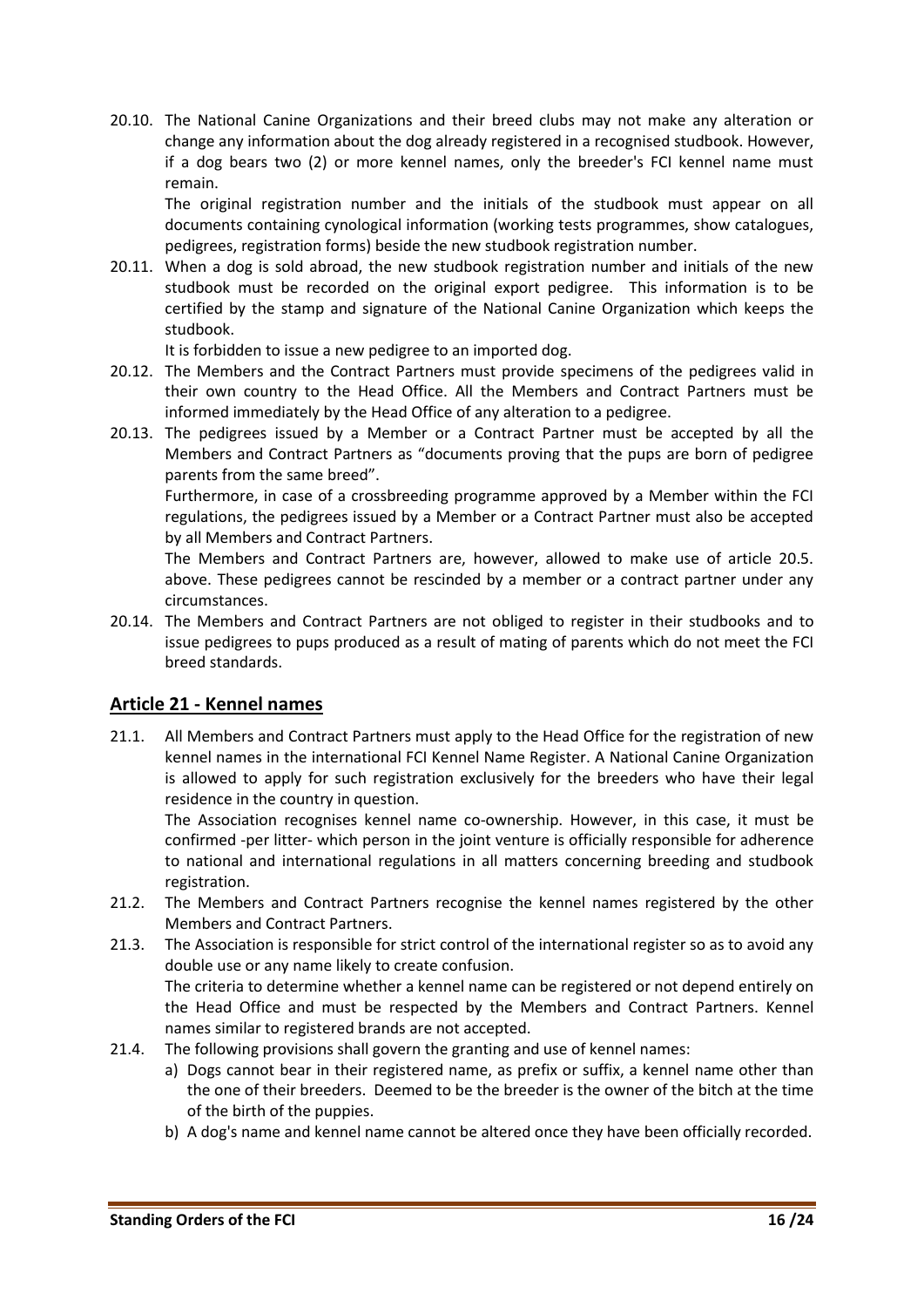20.10. The National Canine Organizations and their breed clubs may not make any alteration or change any information about the dog already registered in a recognised studbook. However, if a dog bears two (2) or more kennel names, only the breeder's FCI kennel name must remain.

The original registration number and the initials of the studbook must appear on all documents containing cynological information (working tests programmes, show catalogues, pedigrees, registration forms) beside the new studbook registration number.

20.11. When a dog is sold abroad, the new studbook registration number and initials of the new studbook must be recorded on the original export pedigree. This information is to be certified by the stamp and signature of the National Canine Organization which keeps the studbook.

It is forbidden to issue a new pedigree to an imported dog.

20.12. The Members and the Contract Partners must provide specimens of the pedigrees valid in their own country to the Head Office. All the Members and Contract Partners must be informed immediately by the Head Office of any alteration to a pedigree.

20.13. The pedigrees issued by a Member or a Contract Partner must be accepted by all the Members and Contract Partners as "documents proving that the pups are born of pedigree parents from the same breed".

Furthermore, in case of a crossbreeding programme approved by a Member within the FCI regulations, the pedigrees issued by a Member or a Contract Partner must also be accepted by all Members and Contract Partners.

The Members and Contract Partners are, however, allowed to make use of article 20.5. above. These pedigrees cannot be rescinded by a member or a contract partner under any circumstances.

20.14. The Members and Contract Partners are not obliged to register in their studbooks and to issue pedigrees to pups produced as a result of mating of parents which do not meet the FCI breed standards.

## Article 21 - Kennel names

21.1. All Members and Contract Partners must apply to the Head Office for the registration of new kennel names in the international FCI Kennel Name Register. A National Canine Organization is allowed to apply for such registration exclusively for the breeders who have their legal residence in the country in question.

The Association recognises kennel name co-ownership. However, in this case, it must be confirmed -per litter- which person in the joint venture is officially responsible for adherence to national and international regulations in all matters concerning breeding and studbook registration.

21.2. The Members and Contract Partners recognise the kennel names registered by the other Members and Contract Partners.

21.3. The Association is responsible for strict control of the international register so as to avoid any double use or any name likely to create confusion.

The criteria to determine whether a kennel name can be registered or not depend entirely on the Head Office and must be respected by the Members and Contract Partners. Kennel names similar to registered brands are not accepted.

21.4. The following provisions shall govern the granting and use of kennel names:

a) Dogs cannot bear in their registered name, as prefix or suffix, a kennel name other than the one of their breeders. Deemed to be the breeder is the owner of the bitch at the time of the birth of the puppies.

b) A dog's name and kennel name cannot be altered once they have been officially recorded.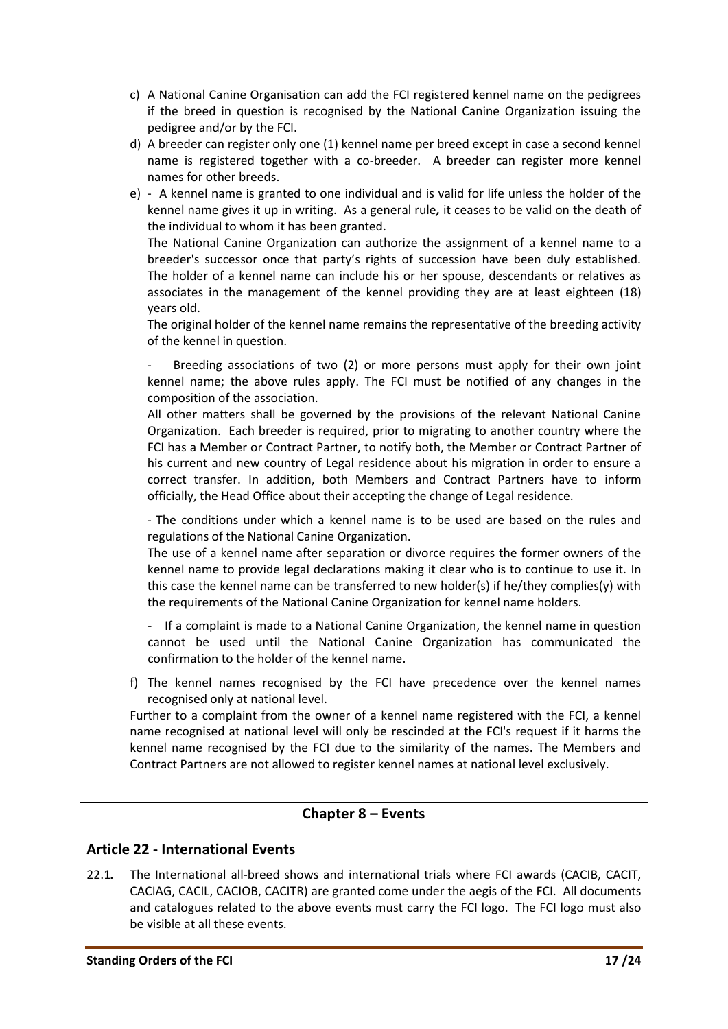c) A National Canine Organisation can add the FCI registered kennel name on the pedigrees if the breed in question is recognised by the National Canine Organization issuing the pedigree and/or by the FCI.

d) A breeder can register only one (1) kennel name per breed except in case a second kennel name is registered together with a co-breeder. A breeder can register more kennel names for other breeds.

e) - A kennel name is granted to one individual and is valid for life unless the holder of the kennel name gives it up in writing. As a general rule*,* it ceases to be valid on the death of the individual to whom it has been granted.

The National Canine Organization can authorize the assignment of a kennel name to a breeder's successor once that party's rights of succession have been duly established. The holder of a kennel name can include his or her spouse, descendants or relatives as associates in the management of the kennel providing they are at least eighteen (18) years old.

The original holder of the kennel name remains the representative of the breeding activity of the kennel in question.

- Breeding associations of two (2) or more persons must apply for their own joint kennel name; the above rules apply. The FCI must be notified of any changes in the composition of the association.

All other matters shall be governed by the provisions of the relevant National Canine Organization. Each breeder is required, prior to migrating to another country where the FCI has a Member or Contract Partner, to notify both, the Member or Contract Partner of his current and new country of Legal residence about his migration in order to ensure a correct transfer. In addition, both Members and Contract Partners have to inform officially, the Head Office about their accepting the change of Legal residence.

- The conditions under which a kennel name is to be used are based on the rules and regulations of the National Canine Organization.

The use of a kennel name after separation or divorce requires the former owners of the kennel name to provide legal declarations making it clear who is to continue to use it. In this case the kennel name can be transferred to new holder(s) if he/they complies(y) with the requirements of the National Canine Organization for kennel name holders.

- If a complaint is made to a National Canine Organization, the kennel name in question cannot be used until the National Canine Organization has communicated the confirmation to the holder of the kennel name.

f) The kennel names recognised by the FCI have precedence over the kennel names recognised only at national level.

Further to a complaint from the owner of a kennel name registered with the FCI, a kennel name recognised at national level will only be rescinded at the FCI's request if it harms the kennel name recognised by the FCI due to the similarity of the names. The Members and Contract Partners are not allowed to register kennel names at national level exclusively.

## Chapter 8 – Events

### Article 22 - International Events

22.1*.* The International all-breed shows and international trials where FCI awards (CACIB, CACIT, CACIAG, CACIL, CACIOB, CACITR) are granted come under the aegis of the FCI. All documents and catalogues related to the above events must carry the FCI logo. The FCI logo must also be visible at all these events.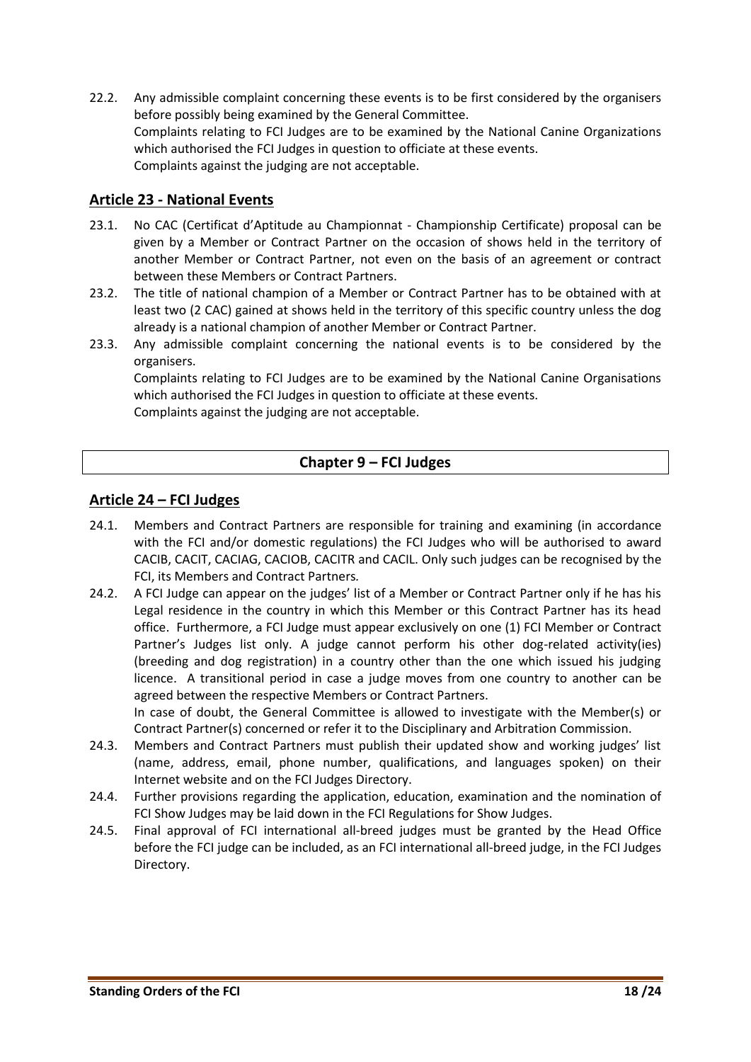22.2. Any admissible complaint concerning these events is to be first considered by the organisers before possibly being examined by the General Committee.
Complaints relating to FCI Judges are to be examined by the National Canine Organizations which authorised the FCI Judges in question to officiate at these events.
Complaints against the judging are not acceptable.

## Article 23 - National Events

23.1. No CAC (Certificat d'Aptitude au Championnat - Championship Certificate) proposal can be given by a Member or Contract Partner on the occasion of shows held in the territory of another Member or Contract Partner, not even on the basis of an agreement or contract between these Members or Contract Partners.

23.2. The title of national champion of a Member or Contract Partner has to be obtained with at least two (2 CAC) gained at shows held in the territory of this specific country unless the dog already is a national champion of another Member or Contract Partner.

23.3. Any admissible complaint concerning the national events is to be considered by the organisers.
Complaints relating to FCI Judges are to be examined by the National Canine Organisations which authorised the FCI Judges in question to officiate at these events.
Complaints against the judging are not acceptable.

# Chapter 9 – FCI Judges

## Article 24 – FCI Judges

24.1. Members and Contract Partners are responsible for training and examining (in accordance with the FCI and/or domestic regulations) the FCI Judges who will be authorised to award CACIB, CACIT, CACIAG, CACIOB, CACITR and CACIL. Only such judges can be recognised by the FCI, its Members and Contract Partners.

24.2. A FCI Judge can appear on the judges' list of a Member or Contract Partner only if he has his Legal residence in the country in which this Member or this Contract Partner has its head office. Furthermore, a FCI Judge must appear exclusively on one (1) FCI Member or Contract Partner's Judges list only. A judge cannot perform his other dog-related activity(ies) (breeding and dog registration) in a country other than the one which issued his judging licence. A transitional period in case a judge moves from one country to another can be agreed between the respective Members or Contract Partners.
In case of doubt, the General Committee is allowed to investigate with the Member(s) or Contract Partner(s) concerned or refer it to the Disciplinary and Arbitration Commission.

24.3. Members and Contract Partners must publish their updated show and working judges' list (name, address, email, phone number, qualifications, and languages spoken) on their Internet website and on the FCI Judges Directory.

24.4. Further provisions regarding the application, education, examination and the nomination of FCI Show Judges may be laid down in the FCI Regulations for Show Judges.

24.5. Final approval of FCI international all-breed judges must be granted by the Head Office before the FCI judge can be included, as an FCI international all-breed judge, in the FCI Judges Directory.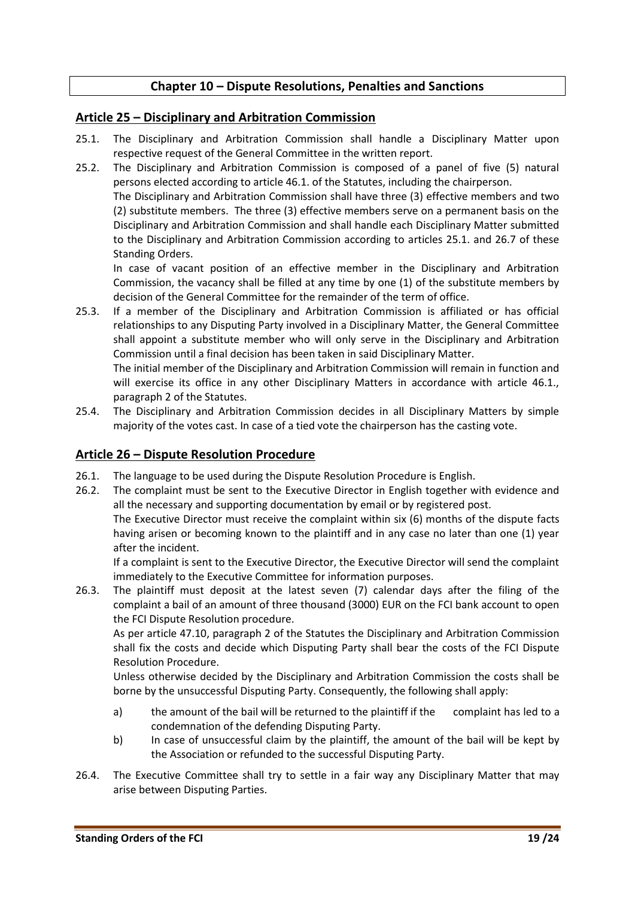## Chapter 10 – Dispute Resolutions, Penalties and Sanctions

### Article 25 – Disciplinary and Arbitration Commission

25.1. The Disciplinary and Arbitration Commission shall handle a Disciplinary Matter upon respective request of the General Committee in the written report.

25.2. The Disciplinary and Arbitration Commission is composed of a panel of five (5) natural persons elected according to article 46.1. of the Statutes, including the chairperson.

The Disciplinary and Arbitration Commission shall have three (3) effective members and two (2) substitute members. The three (3) effective members serve on a permanent basis on the Disciplinary and Arbitration Commission and shall handle each Disciplinary Matter submitted to the Disciplinary and Arbitration Commission according to articles 25.1. and 26.7 of these Standing Orders.

In case of vacant position of an effective member in the Disciplinary and Arbitration Commission, the vacancy shall be filled at any time by one (1) of the substitute members by decision of the General Committee for the remainder of the term of office.

25.3. If a member of the Disciplinary and Arbitration Commission is affiliated or has official relationships to any Disputing Party involved in a Disciplinary Matter, the General Committee shall appoint a substitute member who will only serve in the Disciplinary and Arbitration Commission until a final decision has been taken in said Disciplinary Matter.

The initial member of the Disciplinary and Arbitration Commission will remain in function and will exercise its office in any other Disciplinary Matters in accordance with article 46.1., paragraph 2 of the Statutes.

25.4. The Disciplinary and Arbitration Commission decides in all Disciplinary Matters by simple majority of the votes cast. In case of a tied vote the chairperson has the casting vote.

### Article 26 – Dispute Resolution Procedure

26.1. The language to be used during the Dispute Resolution Procedure is English.

26.2. The complaint must be sent to the Executive Director in English together with evidence and all the necessary and supporting documentation by email or by registered post.

The Executive Director must receive the complaint within six (6) months of the dispute facts having arisen or becoming known to the plaintiff and in any case no later than one (1) year after the incident.

If a complaint is sent to the Executive Director, the Executive Director will send the complaint immediately to the Executive Committee for information purposes.

26.3. The plaintiff must deposit at the latest seven (7) calendar days after the filing of the complaint a bail of an amount of three thousand (3000) EUR on the FCI bank account to open the FCI Dispute Resolution procedure.

As per article 47.10, paragraph 2 of the Statutes the Disciplinary and Arbitration Commission shall fix the costs and decide which Disputing Party shall bear the costs of the FCI Dispute Resolution Procedure.

Unless otherwise decided by the Disciplinary and Arbitration Commission the costs shall be borne by the unsuccessful Disputing Party. Consequently, the following shall apply:

a) the amount of the bail will be returned to the plaintiff if the complaint has led to a condemnation of the defending Disputing Party.

b) In case of unsuccessful claim by the plaintiff, the amount of the bail will be kept by the Association or refunded to the successful Disputing Party.

26.4. The Executive Committee shall try to settle in a fair way any Disciplinary Matter that may arise between Disputing Parties.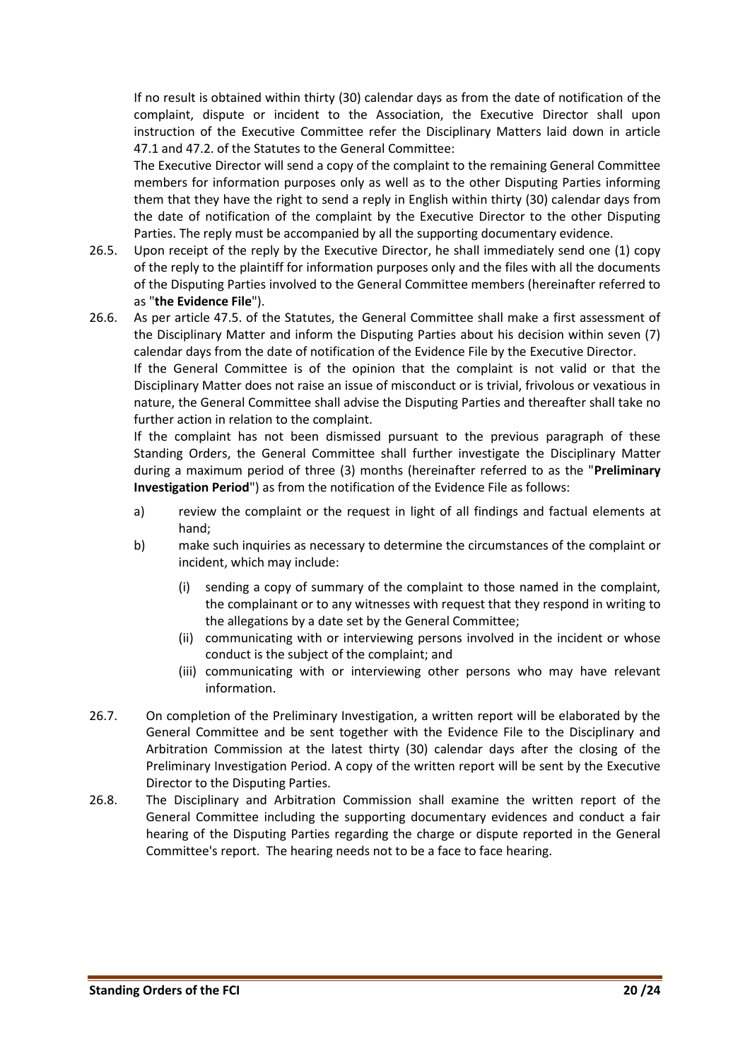If no result is obtained within thirty (30) calendar days as from the date of notification of the complaint, dispute or incident to the Association, the Executive Director shall upon instruction of the Executive Committee refer the Disciplinary Matters laid down in article 47.1 and 47.2. of the Statutes to the General Committee:

The Executive Director will send a copy of the complaint to the remaining General Committee members for information purposes only as well as to the other Disputing Parties informing them that they have the right to send a reply in English within thirty (30) calendar days from the date of notification of the complaint by the Executive Director to the other Disputing Parties. The reply must be accompanied by all the supporting documentary evidence.

26.5. Upon receipt of the reply by the Executive Director, he shall immediately send one (1) copy of the reply to the plaintiff for information purposes only and the files with all the documents of the Disputing Parties involved to the General Committee members (hereinafter referred to as "**the Evidence File**").

26.6. As per article 47.5. of the Statutes, the General Committee shall make a first assessment of the Disciplinary Matter and inform the Disputing Parties about his decision within seven (7) calendar days from the date of notification of the Evidence File by the Executive Director.

If the General Committee is of the opinion that the complaint is not valid or that the Disciplinary Matter does not raise an issue of misconduct or is trivial, frivolous or vexatious in nature, the General Committee shall advise the Disputing Parties and thereafter shall take no further action in relation to the complaint.

If the complaint has not been dismissed pursuant to the previous paragraph of these Standing Orders, the General Committee shall further investigate the Disciplinary Matter during a maximum period of three (3) months (hereinafter referred to as the "**Preliminary Investigation Period**") as from the notification of the Evidence File as follows:

a) review the complaint or the request in light of all findings and factual elements at hand;

b) make such inquiries as necessary to determine the circumstances of the complaint or incident, which may include:

   (i) sending a copy of summary of the complaint to those named in the complaint, the complainant or to any witnesses with request that they respond in writing to the allegations by a date set by the General Committee;

   (ii) communicating with or interviewing persons involved in the incident or whose conduct is the subject of the complaint; and

   (iii) communicating with or interviewing other persons who may have relevant information.

26.7. On completion of the Preliminary Investigation, a written report will be elaborated by the General Committee and be sent together with the Evidence File to the Disciplinary and Arbitration Commission at the latest thirty (30) calendar days after the closing of the Preliminary Investigation Period. A copy of the written report will be sent by the Executive Director to the Disputing Parties.

26.8. The Disciplinary and Arbitration Commission shall examine the written report of the General Committee including the supporting documentary evidences and conduct a fair hearing of the Disputing Parties regarding the charge or dispute reported in the General Committee's report. The hearing needs not to be a face to face hearing.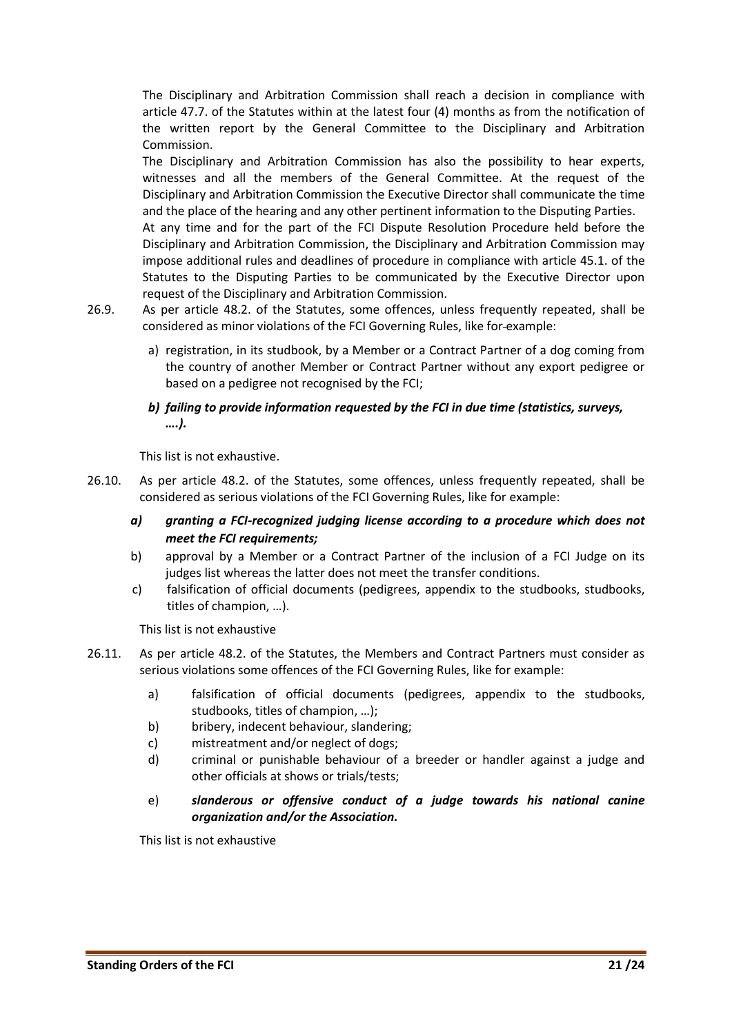The Disciplinary and Arbitration Commission shall reach a decision in compliance with article 47.7. of the Statutes within at the latest four (4) months as from the notification of the written report by the General Committee to the Disciplinary and Arbitration Commission.

The Disciplinary and Arbitration Commission has also the possibility to hear experts, witnesses and all the members of the General Committee. At the request of the Disciplinary and Arbitration Commission the Executive Director shall communicate the time and the place of the hearing and any other pertinent information to the Disputing Parties.

At any time and for the part of the FCI Dispute Resolution Procedure held before the Disciplinary and Arbitration Commission, the Disciplinary and Arbitration Commission may impose additional rules and deadlines of procedure in compliance with article 45.1. of the Statutes to the Disputing Parties to be communicated by the Executive Director upon request of the Disciplinary and Arbitration Commission.

26.9. As per article 48.2. of the Statutes, some offences, unless frequently repeated, shall be considered as minor violations of the FCI Governing Rules, like for example:

a) registration, in its studbook, by a Member or a Contract Partner of a dog coming from the country of another Member or Contract Partner without any export pedigree or based on a pedigree not recognised by the FCI;

***b) failing to provide information requested by the FCI in due time (statistics, surveys, ….).***

This list is not exhaustive.

26.10. As per article 48.2. of the Statutes, some offences, unless frequently repeated, shall be considered as serious violations of the FCI Governing Rules, like for example:

***a) granting a FCI-recognized judging license according to a procedure which does not meet the FCI requirements;***

b) approval by a Member or a Contract Partner of the inclusion of a FCI Judge on its judges list whereas the latter does not meet the transfer conditions.

c) falsification of official documents (pedigrees, appendix to the studbooks, studbooks, titles of champion, …).

This list is not exhaustive

26.11. As per article 48.2. of the Statutes, the Members and Contract Partners must consider as serious violations some offences of the FCI Governing Rules, like for example:

a) falsification of official documents (pedigrees, appendix to the studbooks, studbooks, titles of champion, …);

b) bribery, indecent behaviour, slandering;

c) mistreatment and/or neglect of dogs;

d) criminal or punishable behaviour of a breeder or handler against a judge and other officials at shows or trials/tests;

e) ***slanderous or offensive conduct of a judge towards his national canine organization and/or the Association.***

This list is not exhaustive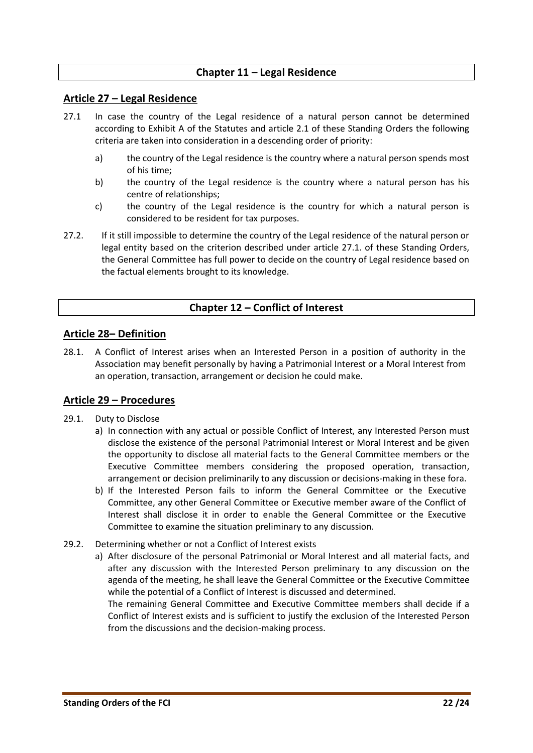## Chapter 11 – Legal Residence

### Article 27 – Legal Residence

27.1 In case the country of the Legal residence of a natural person cannot be determined according to Exhibit A of the Statutes and article 2.1 of these Standing Orders the following criteria are taken into consideration in a descending order of priority:

a) the country of the Legal residence is the country where a natural person spends most of his time;

b) the country of the Legal residence is the country where a natural person has his centre of relationships;

c) the country of the Legal residence is the country for which a natural person is considered to be resident for tax purposes.

27.2. If it still impossible to determine the country of the Legal residence of the natural person or legal entity based on the criterion described under article 27.1. of these Standing Orders, the General Committee has full power to decide on the country of Legal residence based on the factual elements brought to its knowledge.

## Chapter 12 – Conflict of Interest

### Article 28– Definition

28.1. A Conflict of Interest arises when an Interested Person in a position of authority in the Association may benefit personally by having a Patrimonial Interest or a Moral Interest from an operation, transaction, arrangement or decision he could make.

### Article 29 – Procedures

29.1. Duty to Disclose

a) In connection with any actual or possible Conflict of Interest, any Interested Person must disclose the existence of the personal Patrimonial Interest or Moral Interest and be given the opportunity to disclose all material facts to the General Committee members or the Executive Committee members considering the proposed operation, transaction, arrangement or decision preliminarily to any discussion or decisions-making in these fora.

b) If the Interested Person fails to inform the General Committee or the Executive Committee, any other General Committee or Executive member aware of the Conflict of Interest shall disclose it in order to enable the General Committee or the Executive Committee to examine the situation preliminary to any discussion.

29.2. Determining whether or not a Conflict of Interest exists

a) After disclosure of the personal Patrimonial or Moral Interest and all material facts, and after any discussion with the Interested Person preliminary to any discussion on the agenda of the meeting, he shall leave the General Committee or the Executive Committee while the potential of a Conflict of Interest is discussed and determined.

The remaining General Committee and Executive Committee members shall decide if a Conflict of Interest exists and is sufficient to justify the exclusion of the Interested Person from the discussions and the decision-making process.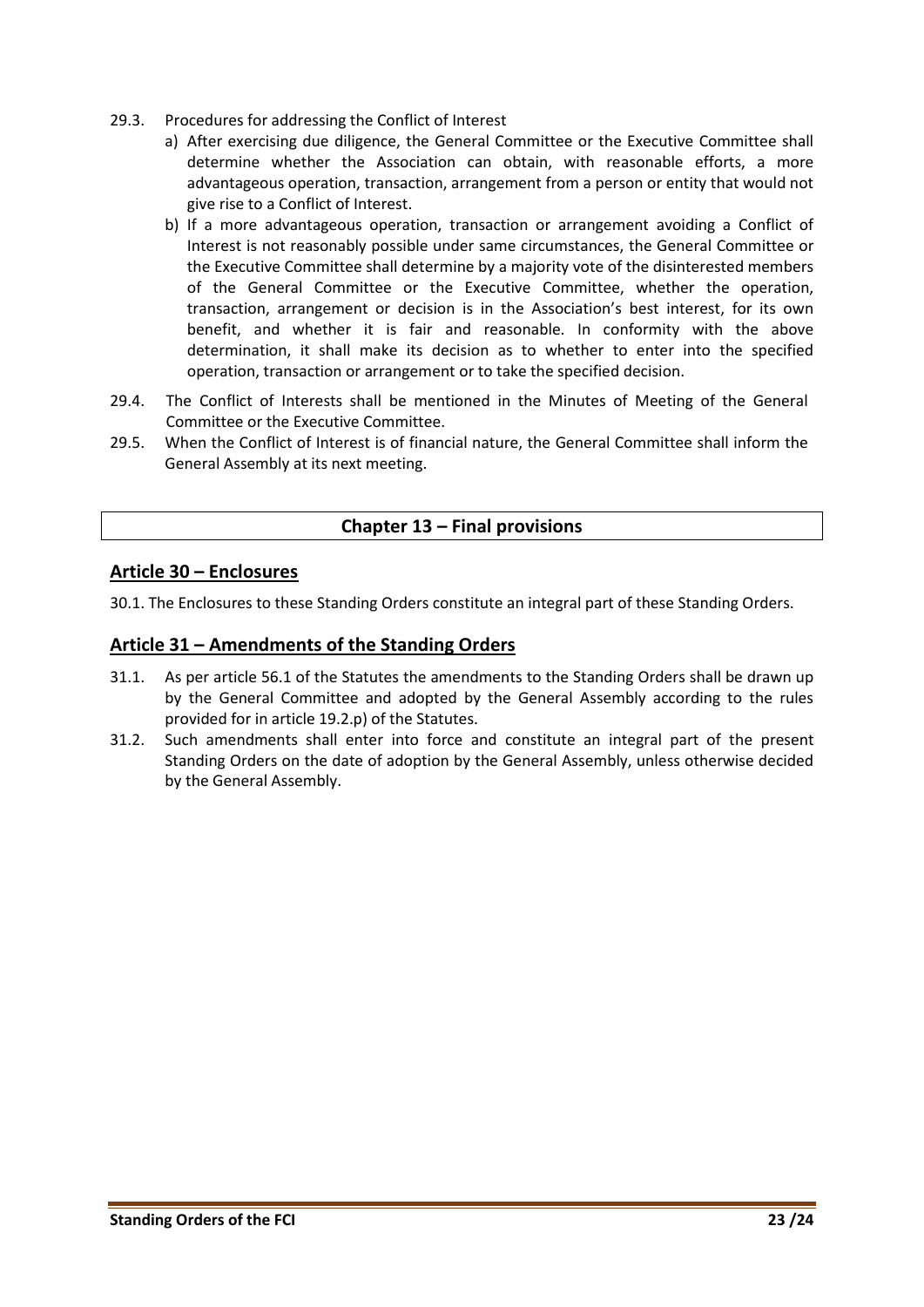29.3. Procedures for addressing the Conflict of Interest

a) After exercising due diligence, the General Committee or the Executive Committee shall determine whether the Association can obtain, with reasonable efforts, a more advantageous operation, transaction, arrangement from a person or entity that would not give rise to a Conflict of Interest.

b) If a more advantageous operation, transaction or arrangement avoiding a Conflict of Interest is not reasonably possible under same circumstances, the General Committee or the Executive Committee shall determine by a majority vote of the disinterested members of the General Committee or the Executive Committee, whether the operation, transaction, arrangement or decision is in the Association's best interest, for its own benefit, and whether it is fair and reasonable. In conformity with the above determination, it shall make its decision as to whether to enter into the specified operation, transaction or arrangement or to take the specified decision.

29.4. The Conflict of Interests shall be mentioned in the Minutes of Meeting of the General Committee or the Executive Committee.

29.5. When the Conflict of Interest is of financial nature, the General Committee shall inform the General Assembly at its next meeting.

## Chapter 13 – Final provisions

### Article 30 – Enclosures

30.1. The Enclosures to these Standing Orders constitute an integral part of these Standing Orders.

### Article 31 – Amendments of the Standing Orders

31.1. As per article 56.1 of the Statutes the amendments to the Standing Orders shall be drawn up by the General Committee and adopted by the General Assembly according to the rules provided for in article 19.2.p) of the Statutes.

31.2. Such amendments shall enter into force and constitute an integral part of the present Standing Orders on the date of adoption by the General Assembly, unless otherwise decided by the General Assembly.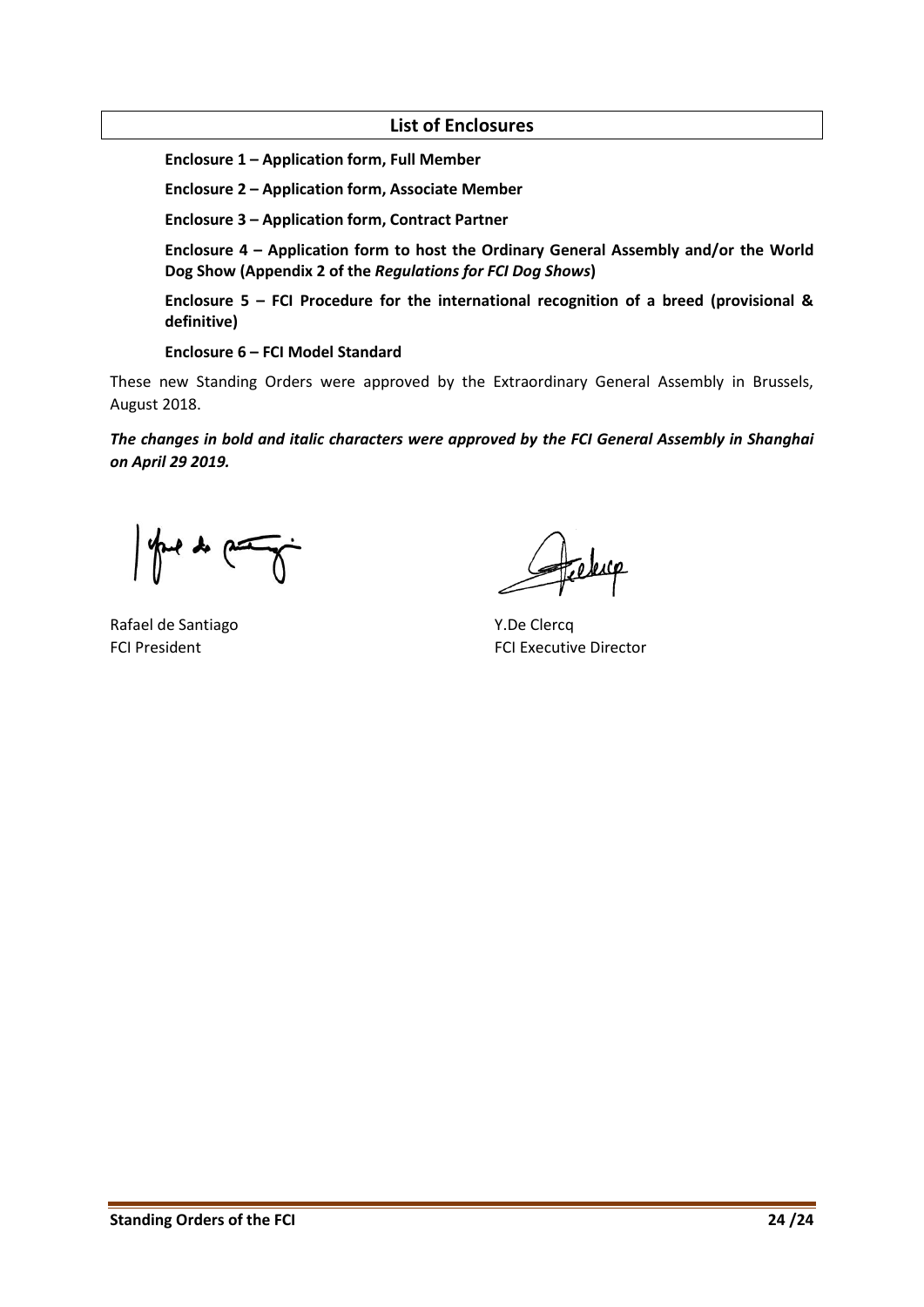## List of Enclosures

**Enclosure 1 – Application form, Full Member**

**Enclosure 2 – Application form, Associate Member**

**Enclosure 3 – Application form, Contract Partner**

**Enclosure 4 – Application form to host the Ordinary General Assembly and/or the World Dog Show (Appendix 2 of the *Regulations for FCI Dog Shows*)**

**Enclosure 5 – FCI Procedure for the international recognition of a breed (provisional & definitive)**

**Enclosure 6 – FCI Model Standard**

These new Standing Orders were approved by the Extraordinary General Assembly in Brussels, August 2018.

***The changes in bold and italic characters were approved by the FCI General Assembly in Shanghai on April 29 2019.***

Rafael de Santiago
FCI President

Y.De Clercq
FCI Executive Director